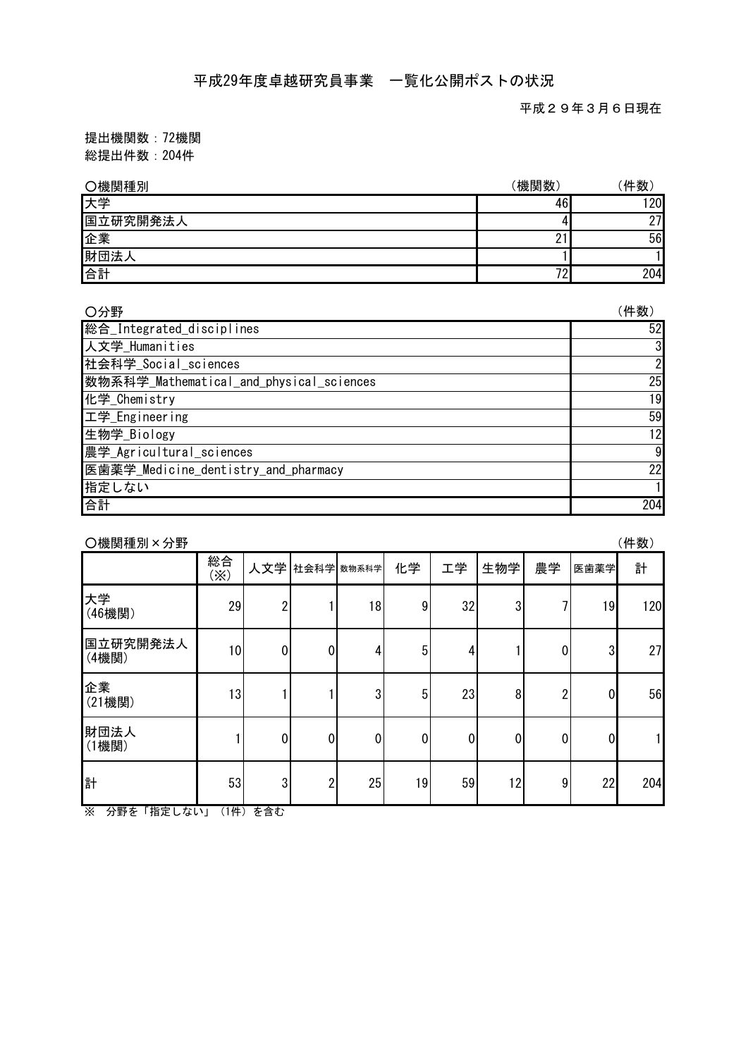# 平成29年度卓越研究員事業　一覧化公開ポストの状況

平成２９年３月６日現在

提出機関数：72機関
総提出件数：204件

○機関種別

| | （機関数） | （件数） |
|---|---|---|
| 大学 | 46 | 120 |
| 国立研究開発法人 | 4 | 27 |
| 企業 | 21 | 56 |
| 財団法人 | 1 | 1 |
| 合計 | 72 | 204 |

○分野

| | （件数） |
|---|---|
| 総合_Integrated_disciplines | 52 |
| 人文学_Humanities | 3 |
| 社会科学_Social_sciences | 2 |
| 数物系科学_Mathematical_and_physical_sciences | 25 |
| 化学_Chemistry | 19 |
| 工学_Engineering | 59 |
| 生物学_Biology | 12 |
| 農学_Agricultural_sciences | 9 |
| 医歯薬学_Medicine_dentistry_and_pharmacy | 22 |
| 指定しない | 1 |
| 合計 | 204 |

○機関種別×分野

（件数）

| | 総合（※） | 人文学 | 社会科学 | 数物系科学 | 化学 | 工学 | 生物学 | 農学 | 医歯薬学 | 計 |
|---|---|---|---|---|---|---|---|---|---|---|
| 大学（46機関） | 29 | 2 | 1 | 18 | 9 | 32 | 3 | 7 | 19 | 120 |
| 国立研究開発法人（4機関） | 10 | 0 | 0 | 4 | 5 | 4 | 1 | 0 | 3 | 27 |
| 企業（21機関） | 13 | 1 | 1 | 3 | 5 | 23 | 8 | 2 | 0 | 56 |
| 財団法人（1機関） | 1 | 0 | 0 | 0 | 0 | 0 | 0 | 0 | 0 | 1 |
| 計 | 53 | 3 | 2 | 25 | 19 | 59 | 12 | 9 | 22 | 204 |

※　分野を「指定しない」（1件）を含む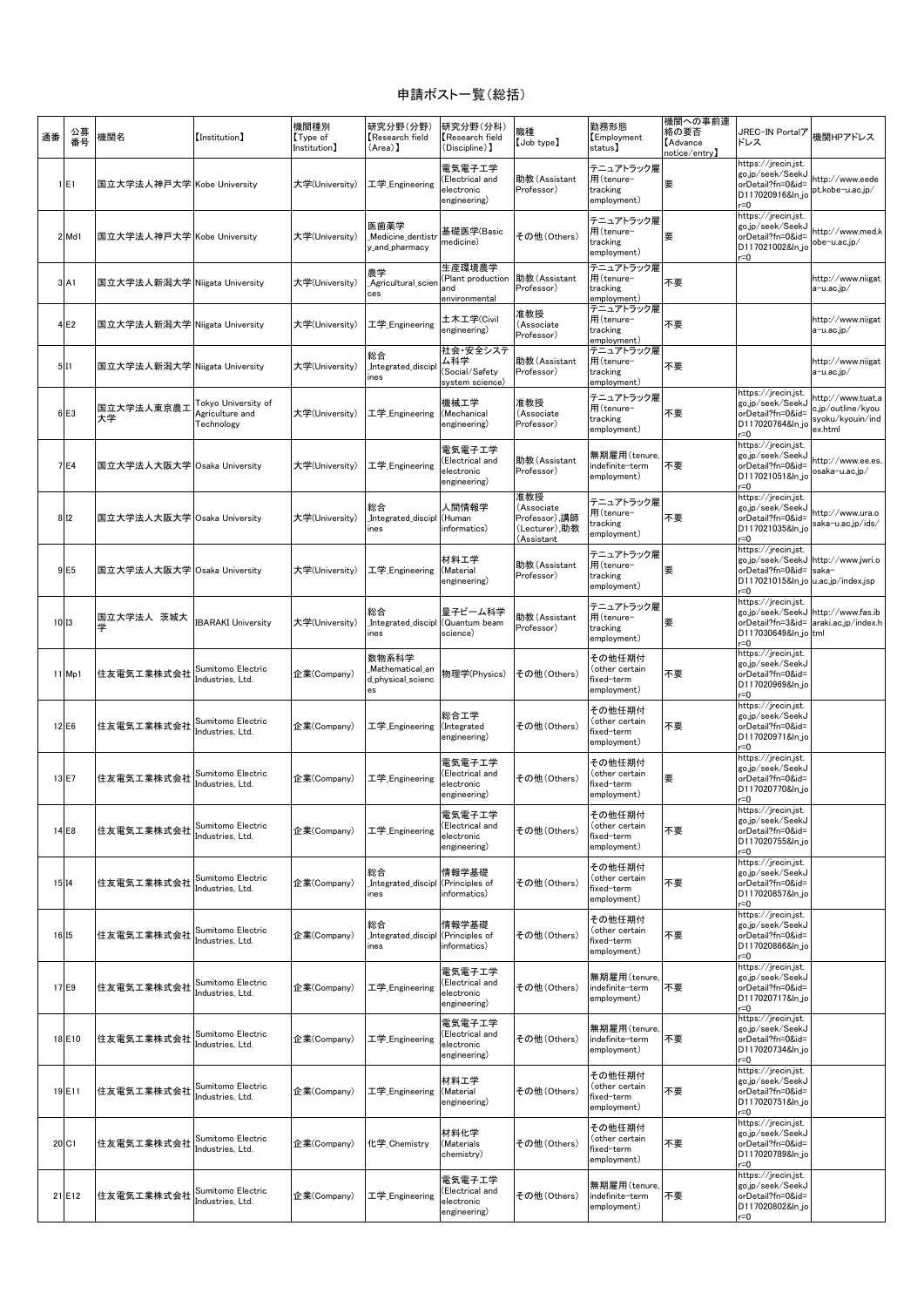# 申請ポスト一覧（総括）

| 通番 | 公募番号 | 機関名 | 【Institution】 | 機関種別【Type of Institution】 | 研究分野（分野）【Research field (Area)】 | 研究分野（分科）【Research field (Discipline)】 | 職種【Job type】 | 勤務形態【Employment status】 | 機関への事前連絡の要否【Advance notice/entry】 | JREC-IN Portalアドレス | 機関HPアドレス |
|---|---|---|---|---|---|---|---|---|---|---|---|
| 1 | E1 | 国立大学法人神戸大学 | Kobe University | 大学(University) | 工学_Engineering | 電気電子工学(Electrical and electronic engineering) | 助教(Assistant Professor) | テニュアトラック雇用(tenure-tracking employment) | 要 | https://jrecin.jst.go.jp/seek/SeekJorDetail?fn=0&id=D117020916&ln_jor=0 | http://www.eedept.kobe-u.ac.jp/ |
| 2 | Md1 | 国立大学法人神戸大学 | Kobe University | 大学(University) | 医歯薬学_Medicine_dentistry_and_pharmacy | 基礎医学(Basic medicine) | その他(Others) | テニュアトラック雇用(tenure-tracking employment) | 要 | https://jrecin.jst.go.jp/seek/SeekJorDetail?fn=0&id=D117021002&ln_jor=0 | http://www.med.kobe-u.ac.jp/ |
| 3 | A1 | 国立大学法人新潟大学 | Niigata University | 大学(University) | 農学_Agricultural_sciences | 生産環境農学(Plant production and environmental | 助教(Assistant Professor) | テニュアトラック雇用(tenure-tracking employment) | 不要 | | http://www.niigata-u.ac.jp/ |
| 4 | E2 | 国立大学法人新潟大学 | Niigata University | 大学(University) | 工学_Engineering | 土木工学(Civil engineering) | 准教授(Associate Professor) | テニュアトラック雇用(tenure-tracking employment) | 不要 | | http://www.niigata-u.ac.jp/ |
| 5 | I1 | 国立大学法人新潟大学 | Niigata University | 大学(University) | 総合_Integrated_disciplines | 社会・安全システム科学(Social/Safety system science) | 助教(Assistant Professor) | テニュアトラック雇用(tenure-tracking employment) | 不要 | | http://www.niigata-u.ac.jp/ |
| 6 | E3 | 国立大学法人東京農工大学 | Tokyo University of Agriculture and Technology | 大学(University) | 工学_Engineering | 機械工学(Mechanical engineering) | 准教授(Associate Professor) | テニュアトラック雇用(tenure-tracking employment) | 不要 | https://jrecin.jst.go.jp/seek/SeekJorDetail?fn=0&id=D117020764&ln_jor=0 | http://www.tuat.ac.jp/outline/kyoushoku/kyouin/index.html |
| 7 | E4 | 国立大学法人大阪大学 | Osaka University | 大学(University) | 工学_Engineering | 電気電子工学(Electrical and electronic engineering) | 助教(Assistant Professor) | 無期雇用(tenure, indefinite-term employment) | 不要 | https://jrecin.jst.go.jp/seek/SeekJorDetail?fn=0&id=D117021051&ln_jor=0 | http://www.ee.es.osaka-u.ac.jp/ |
| 8 | I2 | 国立大学法人大阪大学 | Osaka University | 大学(University) | 総合_Integrated_disciplines | 人間情報学(Human informatics) | 准教授(Associate Professor),講師(Lecturer),助教(Assistant | テニュアトラック雇用(tenure-tracking employment) | 不要 | https://jrecin.jst.go.jp/seek/SeekJorDetail?fn=0&id=D117021035&ln_jor=0 | http://www.ura.osaka-u.ac.jp/ids/ |
| 9 | E5 | 国立大学法人大阪大学 | Osaka University | 大学(University) | 工学_Engineering | 材料工学(Material engineering) | 助教(Assistant Professor) | テニュアトラック雇用(tenure-tracking employment) | 要 | https://jrecin.jst.go.jp/seek/SeekJorDetail?fn=0&id=D117021015&ln_jor=0 | http://www.jwri.osaka-u.ac.jp/index.jsp |
| 10 | I3 | 国立大学法人 茨城大学 | IBARAKI University | 大学(University) | 総合_Integrated_disciplines | 量子ビーム科学(Quantum beam science) | 助教(Assistant Professor) | テニュアトラック雇用(tenure-tracking employment) | 要 | https://jrecin.jst.go.jp/seek/SeekJorDetail?fn=3&id=D117030649&ln_jor=0 | http://www.fas.ibaraki.ac.jp/index.html |
| 11 | Mp1 | 住友電気工業株式会社 | Sumitomo Electric Industries, Ltd. | 企業(Company) | 数物系科学_Mathematical_and_physical_sciences | 物理学(Physics) | その他(Others) | その他任期付(other certain fixed-term employment) | 不要 | https://jrecin.jst.go.jp/seek/SeekJorDetail?fn=0&id=D117020969&ln_jor=0 | |
| 12 | E6 | 住友電気工業株式会社 | Sumitomo Electric Industries, Ltd. | 企業(Company) | 工学_Engineering | 総合工学(Integrated engineering) | その他(Others) | その他任期付(other certain fixed-term employment) | 不要 | https://jrecin.jst.go.jp/seek/SeekJorDetail?fn=0&id=D117020971&ln_jor=0 | |
| 13 | E7 | 住友電気工業株式会社 | Sumitomo Electric Industries, Ltd. | 企業(Company) | 工学_Engineering | 電気電子工学(Electrical and electronic engineering) | その他(Others) | その他任期付(other certain fixed-term employment) | 要 | https://jrecin.jst.go.jp/seek/SeekJorDetail?fn=0&id=D117020770&ln_jor=0 | |
| 14 | E8 | 住友電気工業株式会社 | Sumitomo Electric Industries, Ltd. | 企業(Company) | 工学_Engineering | 電気電子工学(Electrical and electronic engineering) | その他(Others) | その他任期付(other certain fixed-term employment) | 不要 | https://jrecin.jst.go.jp/seek/SeekJorDetail?fn=0&id=D117020755&ln_jor=0 | |
| 15 | I4 | 住友電気工業株式会社 | Sumitomo Electric Industries, Ltd. | 企業(Company) | 総合_Integrated_disciplines | 情報学基礎(Principles of informatics) | その他(Others) | その他任期付(other certain fixed-term employment) | 不要 | https://jrecin.jst.go.jp/seek/SeekJorDetail?fn=0&id=D117020857&ln_jor=0 | |
| 16 | I5 | 住友電気工業株式会社 | Sumitomo Electric Industries, Ltd. | 企業(Company) | 総合_Integrated_disciplines | 情報学基礎(Principles of informatics) | その他(Others) | その他任期付(other certain fixed-term employment) | 不要 | https://jrecin.jst.go.jp/seek/SeekJorDetail?fn=0&id=D117020866&ln_jor=0 | |
| 17 | E9 | 住友電気工業株式会社 | Sumitomo Electric Industries, Ltd. | 企業(Company) | 工学_Engineering | 電気電子工学(Electrical and electronic engineering) | その他(Others) | 無期雇用(tenure, indefinite-term employment) | 不要 | https://jrecin.jst.go.jp/seek/SeekJorDetail?fn=0&id=D117020717&ln_jor=0 | |
| 18 | E10 | 住友電気工業株式会社 | Sumitomo Electric Industries, Ltd. | 企業(Company) | 工学_Engineering | 電気電子工学(Electrical and electronic engineering) | その他(Others) | 無期雇用(tenure, indefinite-term employment) | 不要 | https://jrecin.jst.go.jp/seek/SeekJorDetail?fn=0&id=D117020734&ln_jor=0 | |
| 19 | E11 | 住友電気工業株式会社 | Sumitomo Electric Industries, Ltd. | 企業(Company) | 工学_Engineering | 材料工学(Material engineering) | その他(Others) | その他任期付(other certain fixed-term employment) | 不要 | https://jrecin.jst.go.jp/seek/SeekJorDetail?fn=0&id=D117020751&ln_jor=0 | |
| 20 | C1 | 住友電気工業株式会社 | Sumitomo Electric Industries, Ltd. | 企業(Company) | 化学_Chemistry | 材料化学(Materials chemistry) | その他(Others) | その他任期付(other certain fixed-term employment) | 不要 | https://jrecin.jst.go.jp/seek/SeekJorDetail?fn=0&id=D117020789&ln_jor=0 | |
| 21 | E12 | 住友電気工業株式会社 | Sumitomo Electric Industries, Ltd. | 企業(Company) | 工学_Engineering | 電気電子工学(Electrical and electronic engineering) | その他(Others) | 無期雇用(tenure, indefinite-term employment) | 不要 | https://jrecin.jst.go.jp/seek/SeekJorDetail?fn=0&id=D117020802&ln_jor=0 | |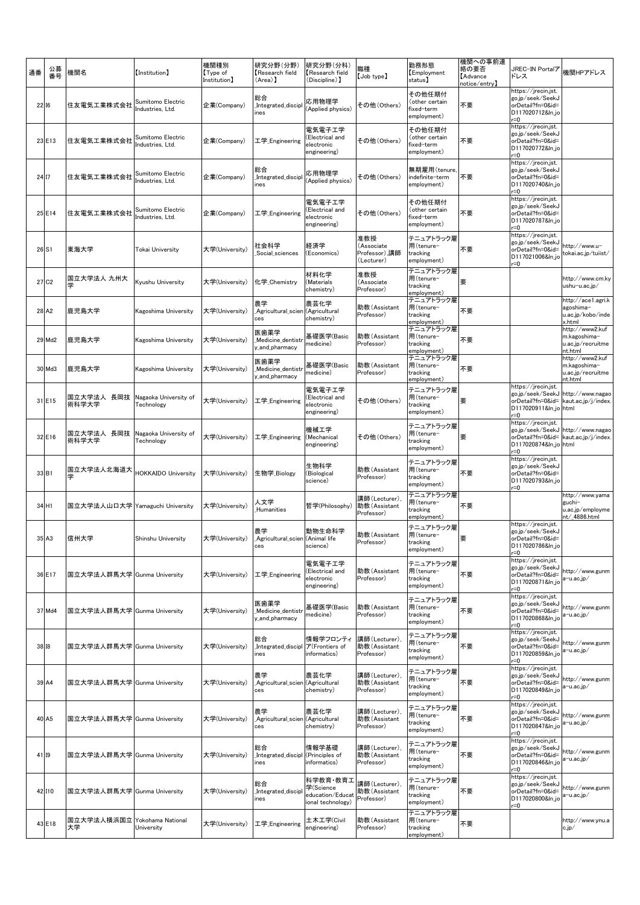| 通番 | 公募番号 | 機関名 | 【Institution】 | 機関種別【Type of Institution】 | 研究分野(分野)【Research field (Area)】 | 研究分野(分科)【Research field (Discipline)】 | 職種【Job type】 | 勤務形態【Employment status】 | 機関への事前連絡の要否【Advance notice/entry】 | JREC-IN Portalアドレス | 機関HPアドレス |
|---|---|---|---|---|---|---|---|---|---|---|---|
| 22 | I6 | 住友電気工業株式会社 | Sumitomo Electric Industries, Ltd. | 企業(Company) | 総合_Integrated_disciplines | 応用物理学(Applied physics) | その他(Others) | その他任期付(other certain fixed-term employment) | 不要 | https://jrecin.jst.go.jp/seek/SeekJorDetail?fn=0&id=D117020712&ln_jor=0 | |
| 23 | E13 | 住友電気工業株式会社 | Sumitomo Electric Industries, Ltd. | 企業(Company) | 工学_Engineering | 電気電子工学(Electrical and electronic engineering) | その他(Others) | その他任期付(other certain fixed-term employment) | 不要 | https://jrecin.jst.go.jp/seek/SeekJorDetail?fn=0&id=D117020772&ln_jor=0 | |
| 24 | I7 | 住友電気工業株式会社 | Sumitomo Electric Industries, Ltd. | 企業(Company) | 総合_Integrated_disciplines | 応用物理学(Applied physics) | その他(Others) | 無期雇用(tenure, indefinite-term employment) | 不要 | https://jrecin.jst.go.jp/seek/SeekJorDetail?fn=0&id=D117020740&ln_jor=0 | |
| 25 | E14 | 住友電気工業株式会社 | Sumitomo Electric Industries, Ltd. | 企業(Company) | 工学_Engineering | 電気電子工学(Electrical and electronic engineering) | その他(Others) | その他任期付(other certain fixed-term employment) | 不要 | https://jrecin.jst.go.jp/seek/SeekJorDetail?fn=0&id=D117020787&ln_jor=0 | |
| 26 | S1 | 東海大学 | Tokai University | 大学(University) | 社会科学_Social_sciences | 経済学(Economics) | 准教授(Associate Professor),講師(Lecturer) | テニュアトラック雇用(tenure-tracking employment) | 不要 | https://jrecin.jst.go.jp/seek/SeekJorDetail?fn=0&id=D117021006&ln_jor=0 | http://www.u-tokai.ac.jp/tuiist/ |
| 27 | C2 | 国立大学法人 九州大学 | Kyushu University | 大学(University) | 化学_Chemistry | 材料化学(Materials chemistry) | 准教授(Associate Professor) | テニュアトラック雇用(tenure-tracking employment) | 要 | | http://www.cm.kyushu-u.ac.jp/ |
| 28 | A2 | 鹿児島大学 | Kagoshima University | 大学(University) | 農学_Agricultural_sciences | 農芸化学(Agricultural chemistry) | 助教(Assistant Professor) | テニュアトラック雇用(tenure-tracking employment) | 不要 | | http://ace1.agri.kagoshima-u.ac.jp/kobo/index.html |
| 29 | Md2 | 鹿児島大学 | Kagoshima University | 大学(University) | 医歯薬学_Medicine_dentistry_and_pharmacy | 基礎医学(Basic medicine) | 助教(Assistant Professor) | テニュアトラック雇用(tenure-tracking employment) | 不要 | | http://www2.kufm.kagoshima-u.ac.jp/recruitment.html |
| 30 | Md3 | 鹿児島大学 | Kagoshima University | 大学(University) | 医歯薬学_Medicine_dentistry_and_pharmacy | 基礎医学(Basic medicine) | 助教(Assistant Professor) | テニュアトラック雇用(tenure-tracking employment) | 不要 | | http://www2.kufm.kagoshima-u.ac.jp/recruitment.html |
| 31 | E15 | 国立大学法人 長岡技術科学大学 | Nagaoka University of Technology | 大学(University) | 工学_Engineering | 電気電子工学(Electrical and electronic engineering) | その他(Others) | テニュアトラック雇用(tenure-tracking employment) | 要 | https://jrecin.jst.go.jp/seek/SeekJorDetail?fn=0&id=D117020911&ln_jor=0 | http://www.nagaokaut.ac.jp/j/index.html |
| 32 | E16 | 国立大学法人 長岡技術科学大学 | Nagaoka University of Technology | 大学(University) | 工学_Engineering | 機械工学(Mechanical engineering) | その他(Others) | テニュアトラック雇用(tenure-tracking employment) | 要 | https://jrecin.jst.go.jp/seek/SeekJorDetail?fn=0&id=D117020874&ln_jor=0 | http://www.nagaokaut.ac.jp/j/index.html |
| 33 | B1 | 国立大学法人北海道大学 | HOKKAIDO University | 大学(University) | 生物学_Biology | 生物科学(Biological science) | 助教(Assistant Professor) | テニュアトラック雇用(tenure-tracking employment) | 不要 | https://jrecin.jst.go.jp/seek/SeekJorDetail?fn=0&id=D117020793&ln_jor=0 | |
| 34 | H1 | 国立大学法人山口大学 | Yamaguchi University | 大学(University) | 人文学_Humanities | 哲学(Philosophy) | 講師(Lecturer),助教(Assistant Professor) | テニュアトラック雇用(tenure-tracking employment) | 不要 | | http://www.yamaguchi-u.ac.jp/employment/_4886.html |
| 35 | A3 | 信州大学 | Shinshu University | 大学(University) | 農学_Agricultural_sciences | 動物生命科学(Animal life science) | 助教(Assistant Professor) | テニュアトラック雇用(tenure-tracking employment) | 要 | https://jrecin.jst.go.jp/seek/SeekJorDetail?fn=0&id=D117020786&ln_jor=0 | |
| 36 | E17 | 国立大学法人群馬大学 | Gunma University | 大学(University) | 工学_Engineering | 電気電子工学(Electrical and electronic engineering) | 助教(Assistant Professor) | テニュアトラック雇用(tenure-tracking employment) | 不要 | https://jrecin.jst.go.jp/seek/SeekJorDetail?fn=0&id=D117020871&ln_jor=0 | http://www.gunma-u.ac.jp/ |
| 37 | Md4 | 国立大学法人群馬大学 | Gunma University | 大学(University) | 医歯薬学_Medicine_dentistry_and_pharmacy | 基礎医学(Basic medicine) | 助教(Assistant Professor) | テニュアトラック雇用(tenure-tracking employment) | 不要 | https://jrecin.jst.go.jp/seek/SeekJorDetail?fn=0&id=D117020868&ln_jor=0 | http://www.gunma-u.ac.jp/ |
| 38 | I8 | 国立大学法人群馬大学 | Gunma University | 大学(University) | 総合_Integrated_disciplines | 情報学フロンティア(Frontiers of informatics) | 講師(Lecturer),助教(Assistant Professor) | テニュアトラック雇用(tenure-tracking employment) | 不要 | https://jrecin.jst.go.jp/seek/SeekJorDetail?fn=0&id=D117020859&ln_jor=0 | http://www.gunma-u.ac.jp/ |
| 39 | A4 | 国立大学法人群馬大学 | Gunma University | 大学(University) | 農学_Agricultural_sciences | 農芸化学(Agricultural chemistry) | 講師(Lecturer),助教(Assistant Professor) | テニュアトラック雇用(tenure-tracking employment) | 不要 | https://jrecin.jst.go.jp/seek/SeekJorDetail?fn=0&id=D117020849&ln_jor=0 | http://www.gunma-u.ac.jp/ |
| 40 | A5 | 国立大学法人群馬大学 | Gunma University | 大学(University) | 農学_Agricultural_sciences | 農芸化学(Agricultural chemistry) | 講師(Lecturer),助教(Assistant Professor) | テニュアトラック雇用(tenure-tracking employment) | 不要 | https://jrecin.jst.go.jp/seek/SeekJorDetail?fn=0&id=D117020847&ln_jor=0 | http://www.gunma-u.ac.jp/ |
| 41 | I9 | 国立大学法人群馬大学 | Gunma University | 大学(University) | 総合_Integrated_disciplines | 情報学基礎(Principles of informatics) | 講師(Lecturer),助教(Assistant Professor) | テニュアトラック雇用(tenure-tracking employment) | 不要 | https://jrecin.jst.go.jp/seek/SeekJorDetail?fn=0&id=D117020846&ln_jor=0 | http://www.gunma-u.ac.jp/ |
| 42 | I10 | 国立大学法人群馬大学 | Gunma University | 大学(University) | 総合_Integrated_disciplines | 科学教育・教育工学(Science education/Educational technology) | 講師(Lecturer),助教(Assistant Professor) | テニュアトラック雇用(tenure-tracking employment) | 不要 | https://jrecin.jst.go.jp/seek/SeekJorDetail?fn=0&id=D117020800&ln_jor=0 | http://www.gunma-u.ac.jp/ |
| 43 | E18 | 国立大学法人横浜国立大学 | Yokohama National University | 大学(University) | 工学_Engineering | 土木工学(Civil engineering) | 助教(Assistant Professor) | テニュアトラック雇用(tenure-tracking employment) | 不要 | | http://www.ynu.ac.jp/ |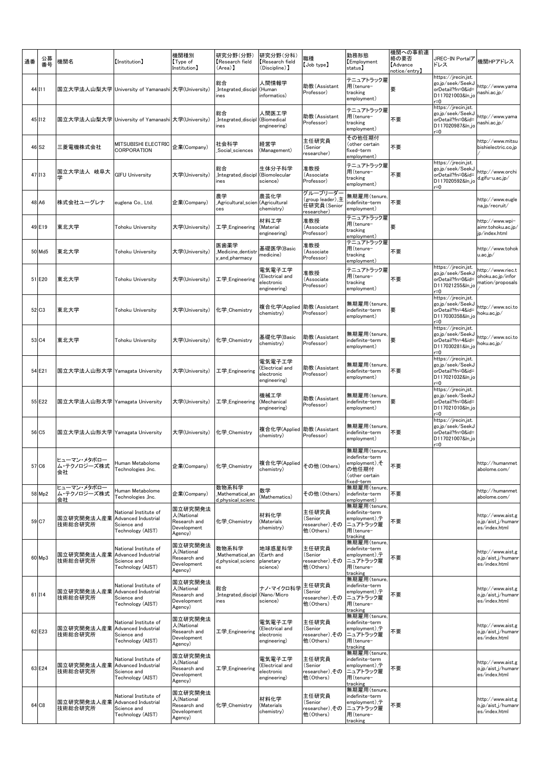| 通番 | 公募番号 | 機関名 | 【Institution】 | 機関種別【Type of Institution】 | 研究分野(分野)【Research field (Area)】 | 研究分野(分科)【Research field (Discipline)】 | 職種【Job type】 | 勤務形態【Employment status】 | 機関への事前連絡の要否【Advance notice/entry】 | JREC-IN Portalアドレス | 機関HPアドレス |
|---|---|---|---|---|---|---|---|---|---|---|---|
| 44 | I11 | 国立大学法人山梨大学 | University of Yamanashi | 大学(University) | 総合_Integrated_disciplines | 人間情報学(Human informatics) | 助教(Assistant Professor) | テニュアトラック雇用(tenure-tracking employment) | 要 | https://jrecin.jst.go.jp/seek/SeekJorDetail?fn=0&id=D117021003&ln_jor=0 | http://www.yamanashi.ac.jp/ |
| 45 | I12 | 国立大学法人山梨大学 | University of Yamanashi | 大学(University) | 総合_Integrated_disciplines | 人間医工学(Biomedical engineering) | 助教(Assistant Professor) | テニュアトラック雇用(tenure-tracking employment) | 不要 | https://jrecin.jst.go.jp/seek/SeekJorDetail?fn=0&id=D117020987&ln_jor=0 | http://www.yamanashi.ac.jp/ |
| 46 | S2 | 三菱電機株式会社 | MITSUBISHI ELECTRIC CORPORATION | 企業(Company) | 社会科学_Social_sciences | 経営学(Management) | 主任研究員(Senior researcher) | その他任期付(other certain fixed-term employment) | 不要 | | http://www.mitsubishielectric.co.jp/ |
| 47 | I13 | 国立大学法人 岐阜大学 | GIFU University | 大学(University) | 総合_Integrated_disciplines | 生体分子科学(Biomolecular science) | 准教授(Associate Professor) | テニュアトラック雇用(tenure-tracking employment) | 不要 | https://jrecin.jst.go.jp/seek/SeekJorDetail?fn=0&id=D117020592&ln_jor=0 | http://www.orchid.gifu-u.ac.jp/ |
| 48 | A6 | 株式会社ユーグレナ | euglena Co., Ltd. | 企業(Company) | 農学_Agricultural_sciences | 農芸化学(Agricultural chemistry) | グループリーダー(group leader),主任研究員(Senior researcher) | 無期雇用(tenure, indefinite-term employment) | 不要 | | http://www.euglena.jp/recruit/ |
| 49 | E19 | 東北大学 | Tohoku University | 大学(University) | 工学_Engineering | 材料工学(Material engineering) | 准教授(Associate Professor) | テニュアトラック雇用(tenure-tracking employment) | 要 | | http://www.wpi-aimr.tohoku.ac.jp/jp/index.html |
| 50 | Md5 | 東北大学 | Tohoku University | 大学(University) | 医歯薬学_Medicine_dentistry_and_pharmacy | 基礎医学(Basic medicine) | 准教授(Associate Professor) | テニュアトラック雇用(tenure-tracking employment) | 不要 | | http://www.tohoku.ac.jp/ |
| 51 | E20 | 東北大学 | Tohoku University | 大学(University) | 工学_Engineering | 電気電子工学(Electrical and electronic engineering) | 准教授(Associate Professor) | テニュアトラック雇用(tenure-tracking employment) | 不要 | https://jrecin.jst.go.jp/seek/SeekJorDetail?fn=0&id=D117021255&ln_jor=0 | http://www.riec.tohoku.ac.jp/information/proposals/ |
| 52 | C3 | 東北大学 | Tohoku University | 大学(University) | 化学_Chemistry | 複合化学(Applied chemistry) | 助教(Assistant Professor) | 無期雇用(tenure, indefinite-term employment) | 要 | https://jrecin.jst.go.jp/seek/SeekJorDetail?fn=4&id=D117030358&ln_jor=0 | http://www.sci.tohoku.ac.jp/ |
| 53 | C4 | 東北大学 | Tohoku University | 大学(University) | 化学_Chemistry | 基礎化学(Basic chemistry) | 助教(Assistant Professor) | 無期雇用(tenure, indefinite-term employment) | 要 | https://jrecin.jst.go.jp/seek/SeekJorDetail?fn=4&id=D117030281&ln_jor=0 | http://www.sci.tohoku.ac.jp/ |
| 54 | E21 | 国立大学法人山形大学 | Yamagata University | 大学(University) | 工学_Engineering | 電気電子工学(Electrical and electronic engineering) | 助教(Assistant Professor) | 無期雇用(tenure, indefinite-term employment) | 不要 | https://jrecin.jst.go.jp/seek/SeekJorDetail?fn=0&id=D117021032&ln_jor=0 | |
| 55 | E22 | 国立大学法人山形大学 | Yamagata University | 大学(University) | 工学_Engineering | 機械工学(Mechanical engineering) | 助教(Assistant Professor) | 無期雇用(tenure, indefinite-term employment) | 要 | https://jrecin.jst.go.jp/seek/SeekJorDetail?fn=0&id=D117021010&ln_jor=0 | |
| 56 | C5 | 国立大学法人山形大学 | Yamagata University | 大学(University) | 化学_Chemistry | 複合化学(Applied chemistry) | 助教(Assistant Professor) | 無期雇用(tenure, indefinite-term employment) | 不要 | https://jrecin.jst.go.jp/seek/SeekJorDetail?fn=0&id=D117021007&ln_jor=0 | |
| 57 | C6 | ヒューマン・メタボローム・テクノロジーズ株式会社 | Human Metabolome Technologies ,Inc. | 企業(Company) | 化学_Chemistry | 複合化学(Applied chemistry) | その他(Others) | 無期雇用(tenure, indefinite-term employment),その他任期付(other certain fixed-term | 不要 | | http://humanmetabolome.com/ |
| 58 | Mp2 | ヒューマン・メタボローム・テクノロジーズ株式会社 | Human Metabolome Technologies ,Inc. | 企業(Company) | 数物系科学_Mathematical_and_physical_scienc | 数学(Mathematics) | その他(Others) | 無期雇用(tenure, indefinite-term employment) | 不要 | | http://humanmetabolome.com/ |
| 59 | C7 | 国立研究開発法人産業技術総合研究所 | National Institute of Advanced Industrial Science and Technology (AIST) | 国立研究開発法人(National Research and Development Agency) | 化学_Chemistry | 材料化学(Materials chemistry) | 主任研究員(Senior researcher),その他(Others) | 無期雇用(tenure, indefinite-term employment),テニュアトラック雇用(tenure-tracking | 不要 | | http://www.aist.go.jp/aist_j/humanres/index.html |
| 60 | Mp3 | 国立研究開発法人産業技術総合研究所 | National Institute of Advanced Industrial Science and Technology (AIST) | 国立研究開発法人(National Research and Development Agency) | 数物系科学_Mathematical_and_physical_sciences | 地球惑星科学(Earth and planetary science) | 主任研究員(Senior researcher),その他(Others) | 無期雇用(tenure, indefinite-term employment),テニュアトラック雇用(tenure-tracking | 不要 | | http://www.aist.go.jp/aist_j/humanres/index.html |
| 61 | I14 | 国立研究開発法人産業技術総合研究所 | National Institute of Advanced Industrial Science and Technology (AIST) | 国立研究開発法人(National Research and Development Agency) | 総合_Integrated_disciplines | ナノ・マイクロ科学(Nano/Micro science) | 主任研究員(Senior researcher),その他(Others) | 無期雇用(tenure, indefinite-term employment),テニュアトラック雇用(tenure-tracking | 不要 | | http://www.aist.go.jp/aist_j/humanres/index.html |
| 62 | E23 | 国立研究開発法人産業技術総合研究所 | National Institute of Advanced Industrial Science and Technology (AIST) | 国立研究開発法人(National Research and Development Agency) | 工学_Engineering | 電気電子工学(Electrical and electronic engineering) | 主任研究員(Senior researcher),その他(Others) | 無期雇用(tenure, indefinite-term employment),テニュアトラック雇用(tenure-tracking | 不要 | | http://www.aist.go.jp/aist_j/humanres/index.html |
| 63 | E24 | 国立研究開発法人産業技術総合研究所 | National Institute of Advanced Industrial Science and Technology (AIST) | 国立研究開発法人(National Research and Development Agency) | 工学_Engineering | 電気電子工学(Electrical and electronic engineering) | 主任研究員(Senior researcher),その他(Others) | 無期雇用(tenure, indefinite-term employment),テニュアトラック雇用(tenure-tracking | 不要 | | http://www.aist.go.jp/aist_j/humanres/index.html |
| 64 | C8 | 国立研究開発法人産業技術総合研究所 | National Institute of Advanced Industrial Science and Technology (AIST) | 国立研究開発法人(National Research and Development Agency) | 化学_Chemistry | 材料化学(Materials chemistry) | 主任研究員(Senior researcher),その他(Others) | 無期雇用(tenure, indefinite-term employment),テニュアトラック雇用(tenure-tracking | 不要 | | http://www.aist.go.jp/aist_j/humanres/index.html |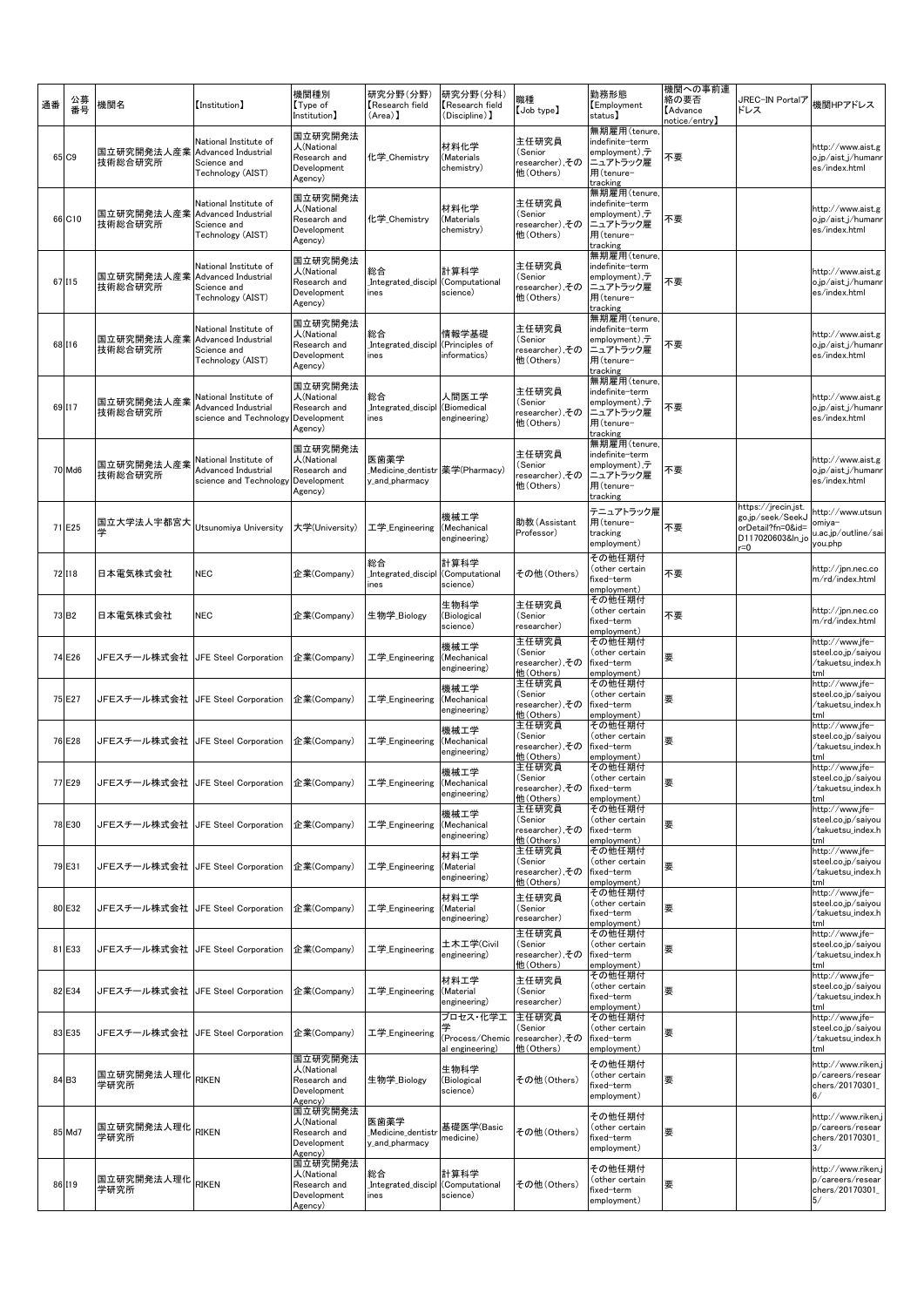| 通番 | 公募番号 | 機関名 | 【Institution】 | 機関種別【Type of Institution】 | 研究分野(分野)【Research field (Area)】 | 研究分野(分科)【Research field (Discipline)】 | 職種【Job type】 | 勤務形態【Employment status】 | 機関への事前連絡の要否【Advance notice/entry】 | JREC-IN Portalアドレス | 機関HPアドレス |
|---|---|---|---|---|---|---|---|---|---|---|---|
| 65 | C9 | 国立研究開発法人産業技術総合研究所 | National Institute of Advanced Industrial Science and Technology (AIST) | 国立研究開発法人(National Research and Development Agency) | 化学_Chemistry | 材料化学(Materials chemistry) | 主任研究員(Senior researcher),その他(Others) | 無期雇用(tenure, indefinite-term employment),テニュアトラック雇用(tenure-tracking | 不要 | | http://www.aist.go.jp/aist_j/humanres/index.html |
| 66 | C10 | 国立研究開発法人産業技術総合研究所 | National Institute of Advanced Industrial Science and Technology (AIST) | 国立研究開発法人(National Research and Development Agency) | 化学_Chemistry | 材料化学(Materials chemistry) | 主任研究員(Senior researcher),その他(Others) | 無期雇用(tenure, indefinite-term employment),テニュアトラック雇用(tenure-tracking | 不要 | | http://www.aist.go.jp/aist_j/humanres/index.html |
| 67 | I15 | 国立研究開発法人産業技術総合研究所 | National Institute of Advanced Industrial Science and Technology (AIST) | 国立研究開発法人(National Research and Development Agency) | 総合_Integrated_disciplines | 計算科学(Computational science) | 主任研究員(Senior researcher),その他(Others) | 無期雇用(tenure, indefinite-term employment),テニュアトラック雇用(tenure-tracking | 不要 | | http://www.aist.go.jp/aist_j/humanres/index.html |
| 68 | I16 | 国立研究開発法人産業技術総合研究所 | National Institute of Advanced Industrial Science and Technology (AIST) | 国立研究開発法人(National Research and Development Agency) | 総合_Integrated_disciplines | 情報学基礎(Principles of informatics) | 主任研究員(Senior researcher),その他(Others) | 無期雇用(tenure, indefinite-term employment),テニュアトラック雇用(tenure-tracking | 不要 | | http://www.aist.go.jp/aist_j/humanres/index.html |
| 69 | I17 | 国立研究開発法人産業技術総合研究所 | National Institute of Advanced Industrial science and Technology | 国立研究開発法人(National Research and Development Agency) | 総合_Integrated_disciplines | 人間医工学(Biomedical engineering) | 主任研究員(Senior researcher),その他(Others) | 無期雇用(tenure, indefinite-term employment),テニュアトラック雇用(tenure-tracking | 不要 | | http://www.aist.go.jp/aist_j/humanres/index.html |
| 70 | Md6 | 国立研究開発法人産業技術総合研究所 | National Institute of Advanced Industrial science and Technology | 国立研究開発法人(National Research and Development Agency) | 医歯薬学_Medicine_dentistry_and_pharmacy | 薬学(Pharmacy) | 主任研究員(Senior researcher),その他(Others) | 無期雇用(tenure, indefinite-term employment),テニュアトラック雇用(tenure-tracking | 不要 | | http://www.aist.go.jp/aist_j/humanres/index.html |
| 71 | E25 | 国立大学法人宇都宮大学 | Utsunomiya University | 大学(University) | 工学_Engineering | 機械工学(Mechanical engineering) | 助教(Assistant Professor) | テニュアトラック雇用(tenure-tracking employment) | 不要 | https://jrecin.jst.go.jp/seek/SeekJorDetail?fn=0&id=D117020603&ln_jor=0 | http://www.utsunomiya-u.ac.jp/outline/saiyou.php |
| 72 | I18 | 日本電気株式会社 | NEC | 企業(Company) | 総合_Integrated_disciplines | 計算科学(Computational science) | その他(Others) | その他任期付(other certain fixed-term employment) | 不要 | | http://jpn.nec.com/rd/index.html |
| 73 | B2 | 日本電気株式会社 | NEC | 企業(Company) | 生物学_Biology | 生物科学(Biological science) | 主任研究員(Senior researcher) | その他任期付(other certain fixed-term employment) | 不要 | | http://jpn.nec.com/rd/index.html |
| 74 | E26 | JFEスチール株式会社 | JFE Steel Corporation | 企業(Company) | 工学_Engineering | 機械工学(Mechanical engineering) | 主任研究員(Senior researcher),その他(Others) | その他任期付(other certain fixed-term employment) | 要 | | http://www.jfe-steel.co.jp/saiyou/takuetsu_index.html |
| 75 | E27 | JFEスチール株式会社 | JFE Steel Corporation | 企業(Company) | 工学_Engineering | 機械工学(Mechanical engineering) | 主任研究員(Senior researcher),その他(Others) | その他任期付(other certain fixed-term employment) | 要 | | http://www.jfe-steel.co.jp/saiyou/takuetsu_index.html |
| 76 | E28 | JFEスチール株式会社 | JFE Steel Corporation | 企業(Company) | 工学_Engineering | 機械工学(Mechanical engineering) | 主任研究員(Senior researcher),その他(Others) | その他任期付(other certain fixed-term employment) | 要 | | http://www.jfe-steel.co.jp/saiyou/takuetsu_index.html |
| 77 | E29 | JFEスチール株式会社 | JFE Steel Corporation | 企業(Company) | 工学_Engineering | 機械工学(Mechanical engineering) | 主任研究員(Senior researcher),その他(Others) | その他任期付(other certain fixed-term employment) | 要 | | http://www.jfe-steel.co.jp/saiyou/takuetsu_index.html |
| 78 | E30 | JFEスチール株式会社 | JFE Steel Corporation | 企業(Company) | 工学_Engineering | 機械工学(Mechanical engineering) | 主任研究員(Senior researcher),その他(Others) | その他任期付(other certain fixed-term employment) | 要 | | http://www.jfe-steel.co.jp/saiyou/takuetsu_index.html |
| 79 | E31 | JFEスチール株式会社 | JFE Steel Corporation | 企業(Company) | 工学_Engineering | 材料工学(Material engineering) | 主任研究員(Senior researcher),その他(Others) | その他任期付(other certain fixed-term employment) | 要 | | http://www.jfe-steel.co.jp/saiyou/takuetsu_index.html |
| 80 | E32 | JFEスチール株式会社 | JFE Steel Corporation | 企業(Company) | 工学_Engineering | 材料工学(Material engineering) | 主任研究員(Senior researcher) | その他任期付(other certain fixed-term employment) | 要 | | http://www.jfe-steel.co.jp/saiyou/takuetsu_index.html |
| 81 | E33 | JFEスチール株式会社 | JFE Steel Corporation | 企業(Company) | 工学_Engineering | 土木工学(Civil engineering) | 主任研究員(Senior researcher),その他(Others) | その他任期付(other certain fixed-term employment) | 要 | | http://www.jfe-steel.co.jp/saiyou/takuetsu_index.html |
| 82 | E34 | JFEスチール株式会社 | JFE Steel Corporation | 企業(Company) | 工学_Engineering | 材料工学(Material engineering) | 主任研究員(Senior researcher) | その他任期付(other certain fixed-term employment) | 要 | | http://www.jfe-steel.co.jp/saiyou/takuetsu_index.html |
| 83 | E35 | JFEスチール株式会社 | JFE Steel Corporation | 企業(Company) | 工学_Engineering | プロセス・化学工学(Process/Chemical engineering) | 主任研究員(Senior researcher),その他(Others) | その他任期付(other certain fixed-term employment) | 要 | | http://www.jfe-steel.co.jp/saiyou/takuetsu_index.html |
| 84 | B3 | 国立研究開発法人理化学研究所 | RIKEN | 国立研究開発法人(National Research and Development Agency) | 生物学_Biology | 生物科学(Biological science) | その他(Others) | その他任期付(other certain fixed-term employment) | 要 | | http://www.riken.jp/careers/researchers/20170301_6/ |
| 85 | Md7 | 国立研究開発法人理化学研究所 | RIKEN | 国立研究開発法人(National Research and Development Agency) | 医歯薬学_Medicine_dentistry_and_pharmacy | 基礎医学(Basic medicine) | その他(Others) | その他任期付(other certain fixed-term employment) | 要 | | http://www.riken.jp/careers/researchers/20170301_3/ |
| 86 | I19 | 国立研究開発法人理化学研究所 | RIKEN | 国立研究開発法人(National Research and Development Agency) | 総合_Integrated_disciplines | 計算科学(Computational science) | その他(Others) | その他任期付(other certain fixed-term employment) | 要 | | http://www.riken.jp/careers/researchers/20170301_5/ |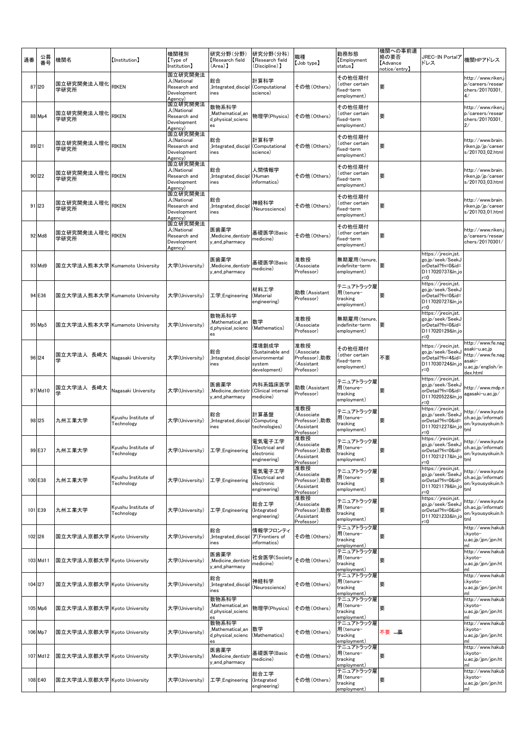| 通番 | 公募番号 | 機関名 | 【Institution】 | 機関種別【Type of Institution】 | 研究分野（分野）【Research field (Area)】 | 研究分野（分科）【Research field (Discipline)】 | 職種【Job type】 | 勤務形態【Employment status】 | 機関への事前連絡の要否【Advance notice/entry】 | JREC-IN Portalアドレス | 機関HPアドレス |
|---|---|---|---|---|---|---|---|---|---|---|---|
| 87 | I20 | 国立研究開発法人理化学研究所 | RIKEN | 国立研究開発法人(National Research and Development Agency) | 総合_Integrated_disciplines | 計算科学(Computational science) | その他(Others) | その他任期付(other certain fixed-term employment) | 要 | | http://www.riken.jp/careers/researchers/20170301_4/ |
| 88 | Mp4 | 国立研究開発法人理化学研究所 | RIKEN | 国立研究開発法人(National Research and Development Agency) | 数物系科学_Mathematical_and_physical_sciences | 物理学(Physics) | その他(Others) | その他任期付(other certain fixed-term employment) | 要 | | http://www.riken.jp/careers/researchers/20170301_2/ |
| 89 | I21 | 国立研究開発法人理化学研究所 | RIKEN | 国立研究開発法人(National Research and Development Agency) | 総合_Integrated_disciplines | 計算科学(Computational science) | その他(Others) | その他任期付(other certain fixed-term employment) | 要 | | http://www.brain.riken.jp/jp/careers/201703_02.html |
| 90 | I22 | 国立研究開発法人理化学研究所 | RIKEN | 国立研究開発法人(National Research and Development Agency) | 総合_Integrated_disciplines | 人間情報学(Human informatics) | その他(Others) | その他任期付(other certain fixed-term employment) | 要 | | http://www.brain.riken.jp/jp/careers/201703_03.html |
| 91 | I23 | 国立研究開発法人理化学研究所 | RIKEN | 国立研究開発法人(National Research and Development Agency) | 総合_Integrated_disciplines | 神経科学(Neuroscience) | その他(Others) | その他任期付(other certain fixed-term employment) | 要 | | http://www.brain.riken.jp/jp/careers/201703_01.html |
| 92 | Md8 | 国立研究開発法人理化学研究所 | RIKEN | 国立研究開発法人(National Research and Development Agency) | 医歯薬学_Medicine,_dentistry_and_pharmacy | 基礎医学(Basic medicine) | その他(Others) | その他任期付(other certain fixed-term employment) | 要 | | http://www.riken.jp/careers/researchers/20170301/ |
| 93 | Md9 | 国立大学法人熊本大学 | Kumamoto University | 大学(University) | 医歯薬学_Medicine,_dentistry_and_pharmacy | 基礎医学(Basic medicine) | 准教授(Associate Professor) | 無期雇用(tenure, indefinite-term employment) | 要 | https://jrecin.jst.go.jp/seek/SeekJorDetail?fn=0&id=D117020737&ln_jor=0 | |
| 94 | E36 | 国立大学法人熊本大学 | Kumamoto University | 大学(University) | 工学_Engineering | 材料工学(Material engineering) | 助教(Assistant Professor) | テニュアトラック雇用(tenure-tracking employment) | 要 | https://jrecin.jst.go.jp/seek/SeekJorDetail?fn=0&id=D117020727&ln_jor=0 | |
| 95 | Mp5 | 国立大学法人熊本大学 | Kumamoto University | 大学(University) | 数物系科学_Mathematical_and_physical_sciences | 数学(Mathematics) | 准教授(Associate Professor) | 無期雇用(tenure, indefinite-term employment) | 要 | https://jrecin.jst.go.jp/seek/SeekJorDetail?fn=0&id=D117020129&ln_jor=0 | |
| 96 | I24 | 国立大学法人 長崎大学 | Nagasaki University | 大学(University) | 総合_Integrated_disciplines | 環境創成学(Sustainable and environmental system development) | 准教授(Associate Professor),助教(Assistant Professor) | その他任期付(other certain fixed-term employment) | 不要 | https://jrecin.jst.go.jp/seek/SeekJorDetail?fn=4&id=D117030724&ln_jor=0 | http://www.fe.nagasaki-u.ac.jp http://www.fe.nagasaki-u.ac.jp/english/index.html |
| 97 | Md10 | 国立大学法人 長崎大学 | Nagasaki University | 大学(University) | 医歯薬学_Medicine,_dentistry_and_pharmacy | 内科系臨床医学(Clinical internal medicine) | 助教(Assistant Professor) | テニュアトラック雇用(tenure-tracking employment) | 要 | https://jrecin.jst.go.jp/seek/SeekJorDetail?fn=0&id=D117020522&ln_jor=0 | http://www.mdp.nagasaki-u.ac.jp/ |
| 98 | I25 | 九州工業大学 | Kyushu Institute of Technology | 大学(University) | 総合_Integrated_disciplines | 計算基盤(Computing technologies) | 准教授(Associate Professor),助教(Assistant Professor) | テニュアトラック雇用(tenure-tracking employment) | 要 | https://jrecin.jst.go.jp/seek/SeekJorDetail?fn=0&id=D117021227&ln_jor=0 | http://www.kyutech.ac.jp/information/kyousyokuin.html |
| 99 | E37 | 九州工業大学 | Kyushu Institute of Technology | 大学(University) | 工学_Engineering | 電気電子工学(Electrical and electronic engineering) | 准教授(Associate Professor),助教(Assistant Professor) | テニュアトラック雇用(tenure-tracking employment) | 要 | https://jrecin.jst.go.jp/seek/SeekJorDetail?fn=0&id=D117021217&ln_jor=0 | http://www.kyutech.ac.jp/information/kyousyokuin.html |
| 100 | E38 | 九州工業大学 | Kyushu Institute of Technology | 大学(University) | 工学_Engineering | 電気電子工学(Electrical and electronic engineering) | 准教授(Associate Professor),助教(Assistant Professor) | テニュアトラック雇用(tenure-tracking employment) | 要 | https://jrecin.jst.go.jp/seek/SeekJorDetail?fn=0&id=D117021179&ln_jor=0 | http://www.kyutech.ac.jp/information/kyousyokuin.html |
| 101 | E39 | 九州工業大学 | Kyushu Institute of Technology | 大学(University) | 工学_Engineering | 総合工学(Integrated engineering) | 准教授(Associate Professor),助教(Assistant Professor) | テニュアトラック雇用(tenure-tracking employment) | 要 | https://jrecin.jst.go.jp/seek/SeekJorDetail?fn=0&id=D117021233&ln_jor=0 | http://www.kyutech.ac.jp/information/kyousyokuin.html |
| 102 | I26 | 国立大学法人京都大学 | Kyoto University | 大学(University) | 総合_Integrated_disciplines | 情報学フロンティア(Frontiers of informatics) | その他(Others) | テニュアトラック雇用(tenure-tracking employment) | 要 | | http://www.hakubi.kyoto-u.ac.jp/jpn.html |
| 103 | Md11 | 国立大学法人京都大学 | Kyoto University | 大学(University) | 医歯薬学_Medicine,_dentistry_and_pharmacy | 社会医学(Society medicine) | その他(Others) | テニュアトラック雇用(tenure-tracking employment) | 要 | | http://www.hakubi.kyoto-u.ac.jp/jpn.html |
| 104 | I27 | 国立大学法人京都大学 | Kyoto University | 大学(University) | 総合_Integrated_disciplines | 神経科学(Neuroscience) | その他(Others) | テニュアトラック雇用(tenure-tracking employment) | 要 | | http://www.hakubi.kyoto-u.ac.jp/jpn.html |
| 105 | Mp6 | 国立大学法人京都大学 | Kyoto University | 大学(University) | 数物系科学_Mathematical_and_physical_sciences | 物理学(Physics) | その他(Others) | テニュアトラック雇用(tenure-tracking employment) | 要 | | http://www.hakubi.kyoto-u.ac.jp/jpn.html |
| 106 | Mp7 | 国立大学法人京都大学 | Kyoto University | 大学(University) | 数物系科学_Mathematical_and_physical_sciences | 数学(Mathematics) | その他(Others) | テニュアトラック雇用(tenure-tracking employment) | 不要 ~~要~~ | | http://www.hakubi.kyoto-u.ac.jp/jpn.html |
| 107 | Md12 | 国立大学法人京都大学 | Kyoto University | 大学(University) | 医歯薬学_Medicine,_dentistry_and_pharmacy | 基礎医学(Basic medicine) | その他(Others) | テニュアトラック雇用(tenure-tracking employment) | 要 | | http://www.hakubi.kyoto-u.ac.jp/jpn.html |
| 108 | E40 | 国立大学法人京都大学 | Kyoto University | 大学(University) | 工学_Engineering | 総合工学(Integrated engineering) | その他(Others) | テニュアトラック雇用(tenure-tracking employment) | 要 | | http://www.hakubi.kyoto-u.ac.jp/jpn.html |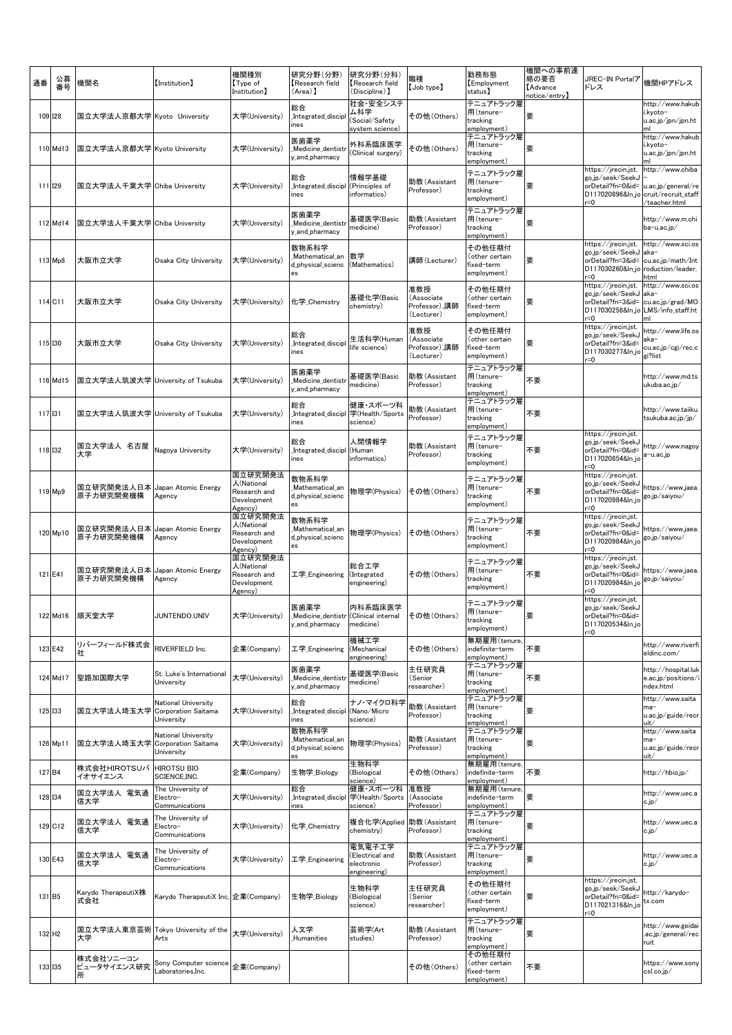| 通番 | 公募番号 | 機関名 | 【Institution】 | 機関種別【Type of Institution】 | 研究分野(分野)【Research field (Area)】 | 研究分野(分科)【Research field (Discipline)】 | 職種【Job type】 | 勤務形態【Employment status】 | 機関への事前連絡の要否【Advance notice/entry】 | JREC-IN Portalアドレス | 機関HPアドレス |
|---|---|---|---|---|---|---|---|---|---|---|---|
| 109 | I28 | 国立大学法人京都大学 | Kyoto University | 大学(University) | 総合_Integrated_disciplines | 社会・安全システム科学(Social/Safety system science) | その他(Others) | テニュアトラック雇用(tenure-tracking employment) | 要 | | http://www.hakubi.kyoto-u.ac.jp/jpn/jpn.html |
| 110 | Md13 | 国立大学法人京都大学 | Kyoto University | 大学(University) | 医歯薬学_Medicine_dentistry_and_pharmacy | 外科系臨床医学(Clinical surgery) | その他(Others) | テニュアトラック雇用(tenure-tracking employment) | 要 | | http://www.hakubi.kyoto-u.ac.jp/jpn/jpn.html |
| 111 | I29 | 国立大学法人千葉大学 | Chiba University | 大学(University) | 総合_Integrated_disciplines | 情報学基礎(Principles of informatics) | 助教(Assistant Professor) | テニュアトラック雇用(tenure-tracking employment) | 要 | https://jrecin.jst.go.jp/seek/SeekJorDetail?fn=0&id=D117020896&ln_jor=0 | http://www.chiba-u.ac.jp/general/recruit/recruit_staff/teacher.html |
| 112 | Md14 | 国立大学法人千葉大学 | Chiba University | 大学(University) | 医歯薬学_Medicine_dentistry_and_pharmacy | 基礎医学(Basic medicine) | 助教(Assistant Professor) | テニュアトラック雇用(tenure-tracking employment) | 要 | | http://www.m.chiba-u.ac.jp/ |
| 113 | Mp8 | 大阪市立大学 | Osaka City University | 大学(University) | 数物系科学_Mathematical_and_physical_sciences | 数学(Mathematics) | 講師(Lecturer) | その他任期付(other certain fixed-term employment) | 要 | https://jrecin.jst.go.jp/seek/SeekJorDetail?fn=3&id=D117030260&ln_jor=0 | http://www.sci.osaka-cu.ac.jp/math/Introduction/leader.html |
| 114 | C11 | 大阪市立大学 | Osaka City University | 大学(University) | 化学_Chemistry | 基礎化学(Basic chemistry) | 准教授(Associate Professor),講師(Lecturer) | その他任期付(other certain fixed-term employment) | 要 | https://jrecin.jst.go.jp/seek/SeekJorDetail?fn=3&id=D117030258&ln_jor=0 | http://www.sci.osaka-cu.ac.jp/grad/MOLMS/info_staff.html |
| 115 | I30 | 大阪市立大学 | Osaka City University | 大学(University) | 総合_Integrated_disciplines | 生活科学(Human life science) | 准教授(Associate Professor),講師(Lecturer) | その他任期付(other certain fixed-term employment) | 要 | https://jrecin.jst.go.jp/seek/SeekJorDetail?fn=3&id=D117030277&ln_jor=0 | http://www.life.osaka-cu.ac.jp/cgi/rec.cgi?list |
| 116 | Md15 | 国立大学法人筑波大学 | University of Tsukuba | 大学(University) | 医歯薬学_Medicine_dentistry_and_pharmacy | 基礎医学(Basic medicine) | 助教(Assistant Professor) | テニュアトラック雇用(tenure-tracking employment) | 不要 | | http://www.md.tsukuba.ac.jp/ |
| 117 | I31 | 国立大学法人筑波大学 | University of Tsukuba | 大学(University) | 総合_Integrated_disciplines | 健康・スポーツ科学(Health/Sports science) | 助教(Assistant Professor) | テニュアトラック雇用(tenure-tracking employment) | 不要 | | http://www.taiiku.tsukuba.ac.jp/jp/ |
| 118 | I32 | 国立大学法人 名古屋大学 | Nagoya University | 大学(University) | 総合_Integrated_disciplines | 人間情報学(Human informatics) | 助教(Assistant Professor) | テニュアトラック雇用(tenure-tracking employment) | 不要 | https://jrecin.jst.go.jp/seek/SeekJorDetail?fn=0&id=D117020854&ln_jor=0 | http://www.nagoya-u.ac.jp |
| 119 | Mp9 | 国立研究開発法人日本原子力研究開発機構 | Japan Atomic Energy Agency | 国立研究開発法人(National Research and Development Agency) | 数物系科学_Mathematical_and_physical_sciences | 物理学(Physics) | その他(Others) | テニュアトラック雇用(tenure-tracking employment) | 不要 | https://jrecin.jst.go.jp/seek/SeekJorDetail?fn=0&id=D117020984&ln_jor=0 | https://www.jaea.go.jp/saiyou/ |
| 120 | Mp10 | 国立研究開発法人日本原子力研究開発機構 | Japan Atomic Energy Agency | 国立研究開発法人(National Research and Development Agency) | 数物系科学_Mathematical_and_physical_sciences | 物理学(Physics) | その他(Others) | テニュアトラック雇用(tenure-tracking employment) | 不要 | https://jrecin.jst.go.jp/seek/SeekJorDetail?fn=0&id=D117020984&ln_jor=0 | https://www.jaea.go.jp/saiyou/ |
| 121 | E41 | 国立研究開発法人日本原子力研究開発機構 | Japan Atomic Energy Agency | 国立研究開発法人(National Research and Development Agency) | 工学_Engineering | 総合工学(Integrated engineering) | その他(Others) | テニュアトラック雇用(tenure-tracking employment) | 不要 | https://jrecin.jst.go.jp/seek/SeekJorDetail?fn=0&id=D117020984&ln_jor=0 | https://www.jaea.go.jp/saiyou/ |
| 122 | Md16 | 順天堂大学 | JUNTENDO.UNIV | 大学(University) | 医歯薬学_Medicine_dentistry_and_pharmacy | 内科系臨床医学(Clinical internal medicine) | その他(Others) | テニュアトラック雇用(tenure-tracking employment) | 要 | https://jrecin.jst.go.jp/seek/SeekJorDetail?fn=0&id=D117020534&ln_jor=0 | |
| 123 | E42 | リバーフィールド株式会社 | RIVERFIELD Inc. | 企業(Company) | 工学_Engineering | 機械工学(Mechanical engineering) | その他(Others) | 無期雇用(tenure, indefinite-term employment) | 不要 | | http://www.riverfieldinc.com/ |
| 124 | Md17 | 聖路加国際大学 | St. Luke's International University | 大学(University) | 医歯薬学_Medicine_dentistry_and_pharmacy | 基礎医学(Basic medicine) | 主任研究員(Senior researcher) | テニュアトラック雇用(tenure-tracking employment) | 不要 | | http://hospital.luke.ac.jp/positions/index.html |
| 125 | I33 | 国立大学法人埼玉大学 | National University Corporation Saitama University | 大学(University) | 総合_Integrated_disciplines | ナノ・マイクロ科学(Nano/Micro science) | 助教(Assistant Professor) | テニュアトラック雇用(tenure-tracking employment) | 要 | | http://www.saitama-u.ac.jp/guide/recruit/ |
| 126 | Mp11 | 国立大学法人埼玉大学 | National University Corporation Saitama University | 大学(University) | 数物系科学_Mathematical_and_physical_sciences | 物理学(Physics) | 助教(Assistant Professor) | テニュアトラック雇用(tenure-tracking employment) | 要 | | http://www.saitama-u.ac.jp/guide/recruit/ |
| 127 | B4 | 株式会社HIROTSUバイオサイエンス | HIROTSU BIO SCIENCE,INC. | 企業(Company) | 生物学_Biology | 生物科学(Biological science) | その他(Others) | 無期雇用(tenure, indefinite-term employment) | 不要 | | http://hbio.jp/ |
| 128 | I34 | 国立大学法人 電気通信大学 | The University of Electro-Communications | 大学(University) | 総合_Integrated_disciplines | 健康・スポーツ科学(Health/Sports science) | 准教授(Associate Professor) | 無期雇用(tenure, indefinite-term employment) | 要 | | http://www.uec.ac.jp/ |
| 129 | C12 | 国立大学法人 電気通信大学 | The University of Electro-Communications | 大学(University) | 化学_Chemistry | 複合化学(Applied chemistry) | 助教(Assistant Professor) | テニュアトラック雇用(tenure-tracking employment) | 要 | | http://www.uec.ac.jp/ |
| 130 | E43 | 国立大学法人 電気通信大学 | The University of Electro-Communications | 大学(University) | 工学_Engineering | 電気電子工学(Electrical and electronic engineering) | 助教(Assistant Professor) | テニュアトラック雇用(tenure-tracking employment) | 要 | | http://www.uec.ac.jp/ |
| 131 | B5 | Karydo TherapeutiX株式会社 | Karydo TherapeutiX Inc. | 企業(Company) | 生物学_Biology | 生物科学(Biological science) | 主任研究員(Senior researcher) | その他任期付(other certain fixed-term employment) | 要 | https://jrecin.jst.go.jp/seek/SeekJorDetail?fn=0&id=D117021316&ln_jor=0 | http://karydo-tx.com |
| 132 | H2 | 国立大学法人東京芸術大学 | Tokyo University of the Arts | 大学(University) | 人文学_Humanities | 芸術学(Art studies) | 助教(Assistant Professor) | テニュアトラック雇用(tenure-tracking employment) | 要 | | http://www.geidai.ac.jp/general/recruit |
| 133 | I35 | 株式会社ソニーコンピュータサイエンス研究所 | Sony Computer science Laboratories,Inc. | 企業(Company) | | | その他(Others) | その他任期付(other certain fixed-term employment) | 不要 | | https://www.sonycsl.co.jp/ |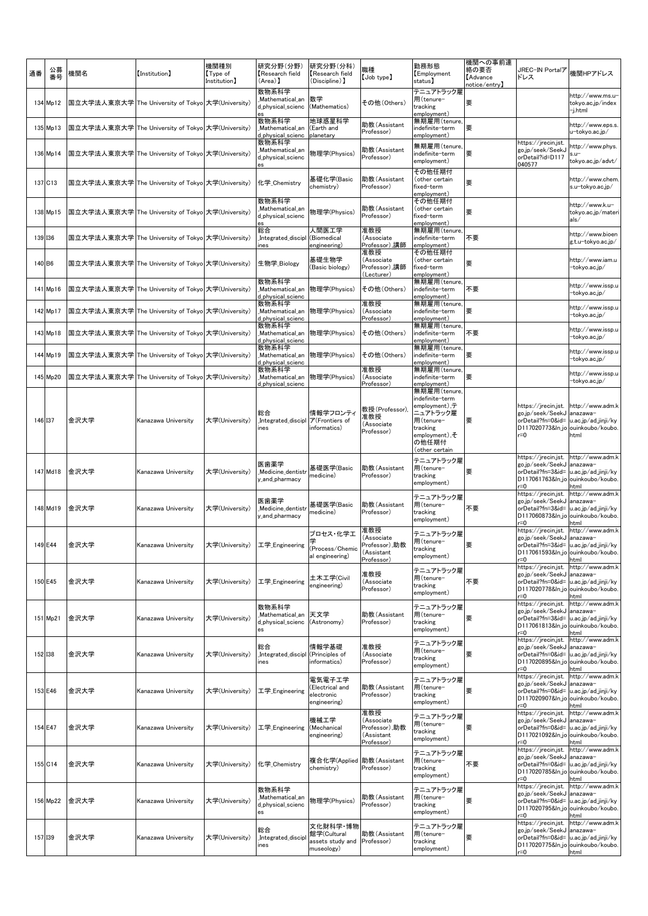| 通番 | 公募番号 | 機関名 | 【Institution】 | 機関種別【Type of Institution】 | 研究分野(分野)【Research field (Area)】 | 研究分野(分科)【Research field (Discipline)】 | 職種【Job type】 | 勤務形態【Employment status】 | 機関への事前連絡の要否【Advance notice/entry】 | JREC-IN Portalアドレス | 機関HPアドレス |
|---|---|---|---|---|---|---|---|---|---|---|---|
| 134 | Mp12 | 国立大学法人東京大学 | The University of Tokyo | 大学(University) | 数物系科学_Mathematical_and_physical_sciences | 数学(Mathematics) | その他(Others) | テニュアトラック雇用(tenure-tracking employment) | 要 | | http://www.ms.u-tokyo.ac.jp/index-j.html |
| 135 | Mp13 | 国立大学法人東京大学 | The University of Tokyo | 大学(University) | 数物系科学_Mathematical_and_physical_sciences | 地球惑星科学(Earth and planetary | 助教(Assistant Professor) | 無期雇用(tenure, indefinite-term employment) | 要 | | http://www.eps.s.u-tokyo.ac.jp/ |
| 136 | Mp14 | 国立大学法人東京大学 | The University of Tokyo | 大学(University) | 数物系科学_Mathematical_and_physical_sciences | 物理学(Physics) | 助教(Assistant Professor) | 無期雇用(tenure, indefinite-term employment) | 要 | https://jrecin.jst.go.jp/seek/SeekJorDetail?id=D117040577 | http://www.phys.s.u-tokyo.ac.jp/advt/ |
| 137 | C13 | 国立大学法人東京大学 | The University of Tokyo | 大学(University) | 化学_Chemistry | 基礎化学(Basic chemistry) | 助教(Assistant Professor) | その他任期付(other certain fixed-term employment) | 要 | | http://www.chem.s.u-tokyo.ac.jp/ |
| 138 | Mp15 | 国立大学法人東京大学 | The University of Tokyo | 大学(University) | 数物系科学_Mathematical_and_physical_sciences | 物理学(Physics) | 助教(Assistant Professor) | その他任期付(other certain fixed-term employment) | 要 | | http://www.k.u-tokyo.ac.jp/materials/ |
| 139 | I36 | 国立大学法人東京大学 | The University of Tokyo | 大学(University) | 総合_Integrated_disciplines | 人間医工学(Biomedical engineering) | 准教授(Associate Professor),講師 | 無期雇用(tenure, indefinite-term employment) | 不要 | | http://www.bioeng.t.u-tokyo.ac.jp/ |
| 140 | B6 | 国立大学法人東京大学 | The University of Tokyo | 大学(University) | 生物学_Biology | 基礎生物学(Basic biology) | 准教授(Associate Professor),講師(Lecturer) | その他任期付(other certain fixed-term employment) | 要 | | http://www.iam.u-tokyo.ac.jp/ |
| 141 | Mp16 | 国立大学法人東京大学 | The University of Tokyo | 大学(University) | 数物系科学_Mathematical_and_physical_sciences | 物理学(Physics) | その他(Others) | 無期雇用(tenure, indefinite-term employment) | 不要 | | http://www.issp.u-tokyo.ac.jp/ |
| 142 | Mp17 | 国立大学法人東京大学 | The University of Tokyo | 大学(University) | 数物系科学_Mathematical_and_physical_sciences | 物理学(Physics) | 准教授(Associate Professor) | 無期雇用(tenure, indefinite-term employment) | 要 | | http://www.issp.u-tokyo.ac.jp/ |
| 143 | Mp18 | 国立大学法人東京大学 | The University of Tokyo | 大学(University) | 数物系科学_Mathematical_and_physical_sciences | 物理学(Physics) | その他(Others) | 無期雇用(tenure, indefinite-term employment) | 不要 | | http://www.issp.u-tokyo.ac.jp/ |
| 144 | Mp19 | 国立大学法人東京大学 | The University of Tokyo | 大学(University) | 数物系科学_Mathematical_and_physical_sciences | 物理学(Physics) | その他(Others) | 無期雇用(tenure, indefinite-term employment) | 要 | | http://www.issp.u-tokyo.ac.jp/ |
| 145 | Mp20 | 国立大学法人東京大学 | The University of Tokyo | 大学(University) | 数物系科学_Mathematical_and_physical_sciences | 物理学(Physics) | 准教授(Associate Professor) | 無期雇用(tenure, indefinite-term employment) | 要 | | http://www.issp.u-tokyo.ac.jp/ |
| 146 | I37 | 金沢大学 | Kanazawa University | 大学(University) | 総合_Integrated_disciplines | 情報学フロンティア(Frontiers of informatics) | 教授(Professor),准教授(Associate Professor) | 無期雇用(tenure, indefinite-term employment),テニュアトラック雇用(tenure-tracking employment),その他任期付(other certain | 要 | https://jrecin.jst.go.jp/seek/SeekJorDetail?fn=0&id=D117020773&ln_jor=0 | http://www.adm.kanazawa-u.ac.jp/ad_jinji/kyouinkoubo/koubo.html |
| 147 | Md18 | 金沢大学 | Kanazawa University | 大学(University) | 医歯薬学_Medicine_dentistry_and_pharmacy | 基礎医学(Basic medicine) | 助教(Assistant Professor) | テニュアトラック雇用(tenure-tracking employment) | 要 | https://jrecin.jst.go.jp/seek/SeekJorDetail?fn=3&id=D117061763&ln_jor=0 | http://www.adm.kanazawa-u.ac.jp/ad_jinji/kyouinkoubo/koubo.html |
| 148 | Md19 | 金沢大学 | Kanazawa University | 大学(University) | 医歯薬学_Medicine_dentistry_and_pharmacy | 基礎医学(Basic medicine) | 助教(Assistant Professor) | テニュアトラック雇用(tenure-tracking employment) | 不要 | https://jrecin.jst.go.jp/seek/SeekJorDetail?fn=3&id=D117060873&ln_jor=0 | http://www.adm.kanazawa-u.ac.jp/ad_jinji/kyouinkoubo/koubo.html |
| 149 | E44 | 金沢大学 | Kanazawa University | 大学(University) | 工学_Engineering | プロセス・化学工学(Process/Chemical engineering) | 准教授(Associate Professor),助教(Assistant Professor) | テニュアトラック雇用(tenure-tracking employment) | 要 | https://jrecin.jst.go.jp/seek/SeekJorDetail?fn=3&id=D117061593&ln_jor=0 | http://www.adm.kanazawa-u.ac.jp/ad_jinji/kyouinkoubo/koubo.html |
| 150 | E45 | 金沢大学 | Kanazawa University | 大学(University) | 工学_Engineering | 土木工学(Civil engineering) | 准教授(Associate Professor) | テニュアトラック雇用(tenure-tracking employment) | 不要 | https://jrecin.jst.go.jp/seek/SeekJorDetail?fn=0&id=D117020778&ln_jor=0 | http://www.adm.kanazawa-u.ac.jp/ad_jinji/kyouinkoubo/koubo.html |
| 151 | Mp21 | 金沢大学 | Kanazawa University | 大学(University) | 数物系科学_Mathematical_and_physical_sciences | 天文学(Astronomy) | 助教(Assistant Professor) | テニュアトラック雇用(tenure-tracking employment) | 要 | https://jrecin.jst.go.jp/seek/SeekJorDetail?fn=3&id=D117061813&ln_jor=0 | http://www.adm.kanazawa-u.ac.jp/ad_jinji/kyouinkoubo/koubo.html |
| 152 | I38 | 金沢大学 | Kanazawa University | 大学(University) | 総合_Integrated_disciplines | 情報学基礎(Principles of informatics) | 准教授(Associate Professor) | テニュアトラック雇用(tenure-tracking employment) | 要 | https://jrecin.jst.go.jp/seek/SeekJorDetail?fn=0&id=D117020895&ln_jor=0 | http://www.adm.kanazawa-u.ac.jp/ad_jinji/kyouinkoubo/koubo.html |
| 153 | E46 | 金沢大学 | Kanazawa University | 大学(University) | 工学_Engineering | 電気電子工学(Electrical and electronic engineering) | 助教(Assistant Professor) | テニュアトラック雇用(tenure-tracking employment) | 要 | https://jrecin.jst.go.jp/seek/SeekJorDetail?fn=0&id=D117020907&ln_jor=0 | http://www.adm.kanazawa-u.ac.jp/ad_jinji/kyouinkoubo/koubo.html |
| 154 | E47 | 金沢大学 | Kanazawa University | 大学(University) | 工学_Engineering | 機械工学(Mechanical engineering) | 准教授(Associate Professor),助教(Assistant Professor) | テニュアトラック雇用(tenure-tracking employment) | 要 | https://jrecin.jst.go.jp/seek/SeekJorDetail?fn=0&id=D117021092&ln_jor=0 | http://www.adm.kanazawa-u.ac.jp/ad_jinji/kyouinkoubo/koubo.html |
| 155 | C14 | 金沢大学 | Kanazawa University | 大学(University) | 化学_Chemistry | 複合化学(Applied chemistry) | 助教(Assistant Professor) | テニュアトラック雇用(tenure-tracking employment) | 不要 | https://jrecin.jst.go.jp/seek/SeekJorDetail?fn=0&id=D117020785&ln_jor=0 | http://www.adm.kanazawa-u.ac.jp/ad_jinji/kyouinkoubo/koubo.html |
| 156 | Mp22 | 金沢大学 | Kanazawa University | 大学(University) | 数物系科学_Mathematical_and_physical_sciences | 物理学(Physics) | 助教(Assistant Professor) | テニュアトラック雇用(tenure-tracking employment) | 要 | https://jrecin.jst.go.jp/seek/SeekJorDetail?fn=0&id=D117020795&ln_jor=0 | http://www.adm.kanazawa-u.ac.jp/ad_jinji/kyouinkoubo/koubo.html |
| 157 | I39 | 金沢大学 | Kanazawa University | 大学(University) | 総合_Integrated_disciplines | 文化財科学・博物館学(Cultural assets study and museology) | 助教(Assistant Professor) | テニュアトラック雇用(tenure-tracking employment) | 要 | https://jrecin.jst.go.jp/seek/SeekJorDetail?fn=0&id=D117020775&ln_jor=0 | http://www.adm.kanazawa-u.ac.jp/ad_jinji/kyouinkoubo/koubo.html |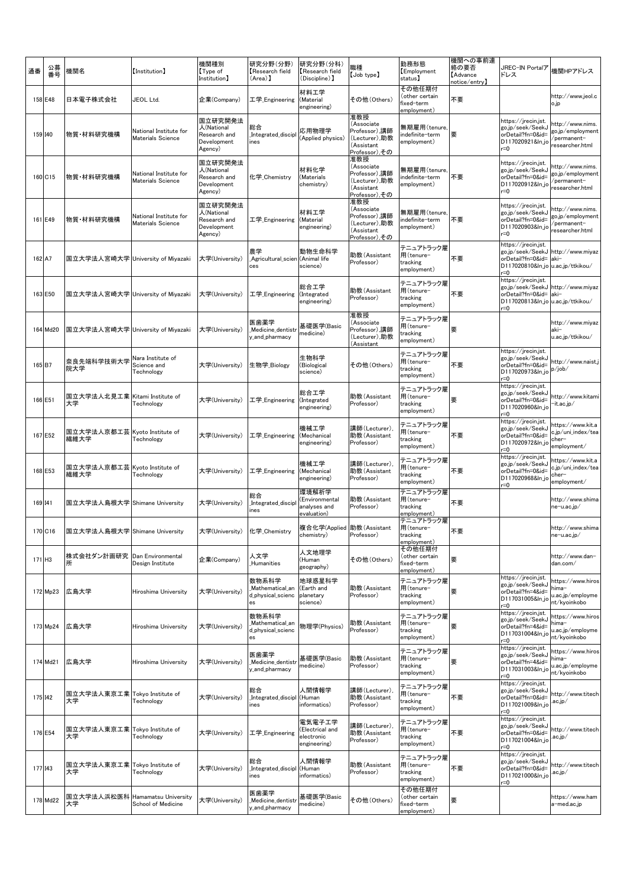| 通番 | 公募番号 | 機関名 | 【Institution】 | 機関種別【Type of Institution】 | 研究分野(分野)【Research field (Area)】 | 研究分野(分科)【Research field (Discipline)】 | 職種【Job type】 | 勤務形態【Employment status】 | 機関への事前連絡の要否【Advance notice/entry】 | JREC-IN Portalアドレス | 機関HPアドレス |
|---|---|---|---|---|---|---|---|---|---|---|---|
| 158 | E48 | 日本電子株式会社 | JEOL Ltd. | 企業(Company) | 工学_Engineering | 材料工学(Material engineering) | その他(Others) | その他任期付(other certain fixed-term employment) | 不要 | | http://www.jeol.co.jp |
| 159 | I40 | 物質・材料研究機構 | National Institute for Materials Science | 国立研究開発法人(National Research and Development Agency) | 総合_Integrated_disciplines | 応用物理学(Applied physics) | 准教授(Associate Professor),講師(Lecturer),助教(Assistant Professor),その | 無期雇用(tenure, indefinite-term employment) | 要 | https://jrecin.jst.go.jp/seek/SeekJorDetail?fn=0&id=D117020921&ln_jor=0 | http://www.nims.go.jp/employment/permanent-researcher.html |
| 160 | C15 | 物質・材料研究機構 | National Institute for Materials Science | 国立研究開発法人(National Research and Development Agency) | 化学_Chemistry | 材料化学(Materials chemistry) | 准教授(Associate Professor),講師(Lecturer),助教(Assistant Professor),その | 無期雇用(tenure, indefinite-term employment) | 不要 | https://jrecin.jst.go.jp/seek/SeekJorDetail?fn=0&id=D117020912&ln_jor=0 | http://www.nims.go.jp/employment/permanent-researcher.html |
| 161 | E49 | 物質・材料研究機構 | National Institute for Materials Science | 国立研究開発法人(National Research and Development Agency) | 工学_Engineering | 材料工学(Material engineering) | 准教授(Associate Professor),講師(Lecturer),助教(Assistant Professor),その | 無期雇用(tenure, indefinite-term employment) | 不要 | https://jrecin.jst.go.jp/seek/SeekJorDetail?fn=0&id=D117020903&ln_jor=0 | http://www.nims.go.jp/employment/permanent-researcher.html |
| 162 | A7 | 国立大学法人宮崎大学 | University of Miyazaki | 大学(University) | 農学_Agricultural_sciences | 動物生命科学(Animal life science) | 助教(Assistant Professor) | テニュアトラック雇用(tenure-tracking employment) | 不要 | https://jrecin.jst.go.jp/seek/SeekJorDetail?fn=0&id=D117020810&ln_jor=0 | http://www.miyazaki-u.ac.jp/ttkikou/ |
| 163 | E50 | 国立大学法人宮崎大学 | University of Miyazaki | 大学(University) | 工学_Engineering | 総合工学(Integrated engineering) | 助教(Assistant Professor) | テニュアトラック雇用(tenure-tracking employment) | 不要 | https://jrecin.jst.go.jp/seek/SeekJorDetail?fn=0&id=D117020813&ln_jor=0 | http://www.miyazaki-u.ac.jp/ttkikou/ |
| 164 | Md20 | 国立大学法人宮崎大学 | University of Miyazaki | 大学(University) | 医歯薬学_Medicine_dentistry_and_pharmacy | 基礎医学(Basic medicine) | 准教授(Associate Professor),講師(Lecturer),助教(Assistant | テニュアトラック雇用(tenure-tracking employment) | 要 | | http://www.miyazaki-u.ac.jp/ttkikou/ |
| 165 | B7 | 奈良先端科学技術大学院大学 | Nara Institute of Science and Technology | 大学(University) | 生物学_Biology | 生物科学(Biological science) | その他(Others) | テニュアトラック雇用(tenure-tracking employment) | 不要 | https://jrecin.jst.go.jp/seek/SeekJorDetail?fn=0&id=D117020973&ln_jor=0 | http://www.naist.jp/job/ |
| 166 | E51 | 国立大学法人北見工業大学 | Kitami Institute of Technology | 大学(University) | 工学_Engineering | 総合工学(Integrated engineering) | 助教(Assistant Professor) | テニュアトラック雇用(tenure-tracking employment) | 要 | https://jrecin.jst.go.jp/seek/SeekJorDetail?fn=0&id=D117020960&ln_jor=0 | http://www.kitami-it.ac.jp/ |
| 167 | E52 | 国立大学法人京都工芸繊維大学 | Kyoto Institute of Technology | 大学(University) | 工学_Engineering | 機械工学(Mechanical engineering) | 講師(Lecturer),助教(Assistant Professor) | テニュアトラック雇用(tenure-tracking employment) | 不要 | https://jrecin.jst.go.jp/seek/SeekJorDetail?fn=0&id=D117020972&ln_jor=0 | https://www.kit.ac.jp/uni_index/teacher-employment/ |
| 168 | E53 | 国立大学法人京都工芸繊維大学 | Kyoto Institute of Technology | 大学(University) | 工学_Engineering | 機械工学(Mechanical engineering) | 講師(Lecturer),助教(Assistant Professor) | テニュアトラック雇用(tenure-tracking employment) | 不要 | https://jrecin.jst.go.jp/seek/SeekJorDetail?fn=0&id=D117020968&ln_jor=0 | https://www.kit.ac.jp/uni_index/teacher-employment/ |
| 169 | I41 | 国立大学法人島根大学 | Shimane University | 大学(University) | 総合_Integrated_disciplines | 環境解析学(Environmental analyses and evaluation) | 助教(Assistant Professor) | テニュアトラック雇用(tenure-tracking employment) | 不要 | | http://www.shimane-u.ac.jp/ |
| 170 | C16 | 国立大学法人島根大学 | Shimane University | 大学(University) | 化学_Chemistry | 複合化学(Applied chemistry) | 助教(Assistant Professor) | テニュアトラック雇用(tenure-tracking employment) | 不要 | | http://www.shimane-u.ac.jp/ |
| 171 | H3 | 株式会社ダン計画研究所 | Dan Environmental Design Institute | 企業(Company) | 人文学_Humanities | 人文地理学(Human geography) | その他(Others) | その他任期付(other certain fixed-term employment) | 要 | | http://www.dan-dan.com/ |
| 172 | Mp23 | 広島大学 | Hiroshima University | 大学(University) | 数物系科学_Mathematical_and_physical_sciences | 地球惑星科学(Earth and planetary science) | 助教(Assistant Professor) | テニュアトラック雇用(tenure-tracking employment) | 要 | https://jrecin.jst.go.jp/seek/SeekJorDetail?fn=4&id=D117031005&ln_jor=0 | https://www.hiroshima-u.ac.jp/employment/kyoinkobo |
| 173 | Mp24 | 広島大学 | Hiroshima University | 大学(University) | 数物系科学_Mathematical_and_physical_sciences | 物理学(Physics) | 助教(Assistant Professor) | テニュアトラック雇用(tenure-tracking employment) | 要 | https://jrecin.jst.go.jp/seek/SeekJorDetail?fn=4&id=D117031004&ln_jor=0 | https://www.hiroshima-u.ac.jp/employment/kyoinkobo |
| 174 | Md21 | 広島大学 | Hiroshima University | 大学(University) | 医歯薬学_Medicine_dentistry_and_pharmacy | 基礎医学(Basic medicine) | 助教(Assistant Professor) | テニュアトラック雇用(tenure-tracking employment) | 要 | https://jrecin.jst.go.jp/seek/SeekJorDetail?fn=4&id=D117031003&ln_jor=0 | https://www.hiroshima-u.ac.jp/employment/kyoinkobo |
| 175 | I42 | 国立大学法人東京工業大学 | Tokyo Institute of Technology | 大学(University) | 総合_Integrated_disciplines | 人間情報学(Human informatics) | 講師(Lecturer),助教(Assistant Professor) | テニュアトラック雇用(tenure-tracking employment) | 不要 | https://jrecin.jst.go.jp/seek/SeekJorDetail?fn=0&id=D117021009&ln_jor=0 | http://www.titech.ac.jp/ |
| 176 | E54 | 国立大学法人東京工業大学 | Tokyo Institute of Technology | 大学(University) | 工学_Engineering | 電気電子工学(Electrical and electronic engineering) | 講師(Lecturer),助教(Assistant Professor) | テニュアトラック雇用(tenure-tracking employment) | 不要 | https://jrecin.jst.go.jp/seek/SeekJorDetail?fn=0&id=D117021004&ln_jor=0 | http://www.titech.ac.jp/ |
| 177 | I43 | 国立大学法人東京工業大学 | Tokyo Institute of Technology | 大学(University) | 総合_Integrated_disciplines | 人間情報学(Human informatics) | 助教(Assistant Professor) | テニュアトラック雇用(tenure-tracking employment) | 不要 | https://jrecin.jst.go.jp/seek/SeekJorDetail?fn=0&id=D117021000&ln_jor=0 | http://www.titech.ac.jp/ |
| 178 | Md22 | 国立大学法人浜松医科大学 | Hamamatsu University School of Medicine | 大学(University) | 医歯薬学_Medicine_dentistry_and_pharmacy | 基礎医学(Basic medicine) | その他(Others) | その他任期付(other certain fixed-term employment) | 要 | | https://www.hama-med.ac.jp |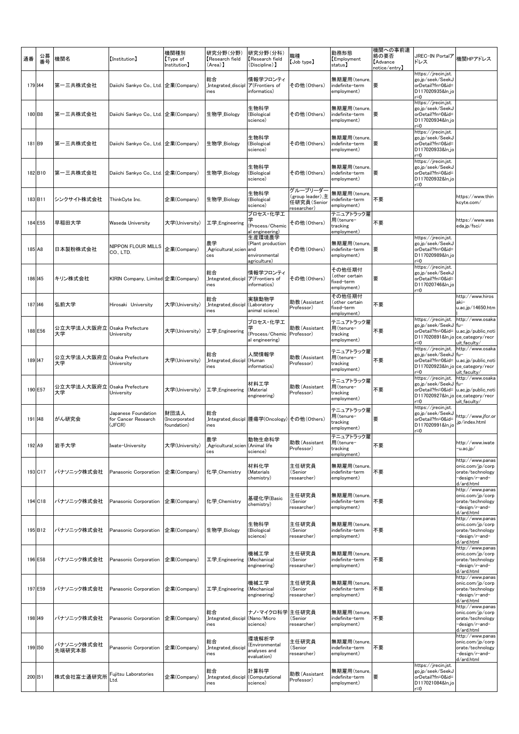| 通番 | 公募番号 | 機関名 | 【Institution】 | 機関種別【Type of Institution】 | 研究分野(分野)【Research field (Area)】 | 研究分野(分科)【Research field (Discipline)】 | 職種【Job type】 | 勤務形態【Employment status】 | 機関への事前連絡の要否【Advance notice/entry】 | JREC-IN Portalアドレス | 機関HPアドレス |
|---|---|---|---|---|---|---|---|---|---|---|---|
| 179 | I44 | 第一三共株式会社 | Daiichi Sankyo Co., Ltd. | 企業(Company) | 総合_Integrated_disciplines | 情報学フロンティア(Frontiers of informatics) | その他(Others) | 無期雇用(tenure, indefinite-term employment) | 要 | https://jrecin.jst.go.jp/seek/SeekJorDetail?fn=0&id=D117020935&ln_jor=0 | |
| 180 | B8 | 第一三共株式会社 | Daiichi Sankyo Co., Ltd. | 企業(Company) | 生物学_Biology | 生物科学(Biological science) | その他(Others) | 無期雇用(tenure, indefinite-term employment) | 要 | https://jrecin.jst.go.jp/seek/SeekJorDetail?fn=0&id=D117020934&ln_jor=0 | |
| 181 | B9 | 第一三共株式会社 | Daiichi Sankyo Co., Ltd. | 企業(Company) | 生物学_Biology | 生物科学(Biological science) | その他(Others) | 無期雇用(tenure, indefinite-term employment) | 要 | https://jrecin.jst.go.jp/seek/SeekJorDetail?fn=0&id=D117020933&ln_jor=0 | |
| 182 | B10 | 第一三共株式会社 | Daiichi Sankyo Co., Ltd. | 企業(Company) | 生物学_Biology | 生物科学(Biological science) | その他(Others) | 無期雇用(tenure, indefinite-term employment) | 要 | https://jrecin.jst.go.jp/seek/SeekJorDetail?fn=0&id=D117020932&ln_jor=0 | |
| 183 | B11 | シンクサイト株式会社 | ThinkCyte Inc. | 企業(Company) | 生物学_Biology | 生物科学(Biological science) | グループリーダー(group leader),主任研究員(Senior researcher) | 無期雇用(tenure, indefinite-term employment) | 不要 | | https://www.thinkcyte.com/ |
| 184 | E55 | 早稲田大学 | Waseda University | 大学(University) | 工学_Engineering | プロセス・化学工学(Process/Chemical engineering) | その他(Others) | テニュアトラック雇用(tenure-tracking employment) | 不要 | | https://www.waseda.jp/fsci/ |
| 185 | A8 | 日本製粉株式会社 | NIPPON FLOUR MILLS CO., LTD. | 企業(Company) | 農学_Agricultural_sciences | 生産環境農学(Plant production and environmental agriculture) | その他(Others) | 無期雇用(tenure, indefinite-term employment) | 要 | https://jrecin.jst.go.jp/seek/SeekJorDetail?fn=0&id=D117020989&ln_jor=0 | |
| 186 | I45 | キリン株式会社 | KIRIN Company, Limited | 企業(Company) | 総合_Integrated_disciplines | 情報学フロンティア(Frontiers of informatics) | その他(Others) | その他任期付(other certain fixed-term employment) | 要 | https://jrecin.jst.go.jp/seek/SeekJorDetail?fn=0&id=D117020746&ln_jor=0 | |
| 187 | I46 | 弘前大学 | Hirosaki University | 大学(University) | 総合_Integrated_disciplines | 実験動物学(Laboratory animal sciece) | 助教(Assistant Professor) | その他任期付(other certain fixed-term employment) | 不要 | | http://www.hirosaki-u.ac.jp/14650.html |
| 188 | E56 | 公立大学法人大阪府立大学 | Osaka Prefecture University | 大学(University) | 工学_Engineering | プロセス・化学工学(Process/Chemical engineering) | 助教(Assistant Professor) | テニュアトラック雇用(tenure-tracking employment) | 不要 | https://jrecin.jst.go.jp/seek/SeekJorDetail?fn=0&id=D117020891&ln_jor=0 | http://www.osakafu-u.ac.jp/public_notice_category/recruit_faculty/ |
| 189 | I47 | 公立大学法人大阪府立大学 | Osaka Prefecture University | 大学(University) | 総合_Integrated_disciplines | 人間情報学(Human informatics) | 助教(Assistant Professor) | テニュアトラック雇用(tenure-tracking employment) | 不要 | https://jrecin.jst.go.jp/seek/SeekJorDetail?fn=0&id=D117020923&ln_jor=0 | http://www.osakafu-u.ac.jp/public_notice_category/recruit_faculty/ |
| 190 | E57 | 公立大学法人大阪府立大学 | Osaka Prefecture University | 大学(University) | 工学_Engineering | 材料工学(Material engineering) | 助教(Assistant Professor) | テニュアトラック雇用(tenure-tracking employment) | 不要 | https://jrecin.jst.go.jp/seek/SeekJorDetail?fn=0&id=D117020927&ln_jor=0 | http://www.osakafu-u.ac.jp/public_notice_category/recruit_faculty/ |
| 191 | I48 | がん研究会 | Japanese Foundation for Cancer Research (JFCR) | 財団法人(Incorporated foundation) | 総合_Integrated_disciplines | 腫瘍学(Oncology) | その他(Others) | テニュアトラック雇用(tenure-tracking employment) | 要 | https://jrecin.jst.go.jp/seek/SeekJorDetail?fn=0&id=D117020991&ln_jor=0 | http://www.jfcr.or.jp/index.html |
| 192 | A9 | 岩手大学 | Iwate-University | 大学(University) | 農学_Agricultural_sciences | 動物生命科学(Animal life science) | 助教(Assistant Professor) | テニュアトラック雇用(tenure-tracking employment) | 不要 | | http://www.iwate-u.ac.jp/ |
| 193 | C17 | パナソニック株式会社 | Panasonic Corporation | 企業(Company) | 化学_Chemistry | 材料化学(Materials chemistry) | 主任研究員(Senior researcher) | 無期雇用(tenure, indefinite-term employment) | 不要 | | http://www.panasonic.com/jp/corporate/technology-design/r-and-d/ard.html |
| 194 | C18 | パナソニック株式会社 | Panasonic Corporation | 企業(Company) | 化学_Chemistry | 基礎化学(Basic chemistry) | 主任研究員(Senior researcher) | 無期雇用(tenure, indefinite-term employment) | 不要 | | http://www.panasonic.com/jp/corporate/technology-design/r-and-d/ard.html |
| 195 | B12 | パナソニック株式会社 | Panasonic Corporation | 企業(Company) | 生物学_Biology | 生物科学(Biological science) | 主任研究員(Senior researcher) | 無期雇用(tenure, indefinite-term employment) | 不要 | | http://www.panasonic.com/jp/corporate/technology-design/r-and-d/ard.html |
| 196 | E58 | パナソニック株式会社 | Panasonic Corporation | 企業(Company) | 工学_Engineering | 機械工学(Mechanical engineering) | 主任研究員(Senior researcher) | 無期雇用(tenure, indefinite-term employment) | 不要 | | http://www.panasonic.com/jp/corporate/technology-design/r-and-d/ard.html |
| 197 | E59 | パナソニック株式会社 | Panasonic Corporation | 企業(Company) | 工学_Engineering | 機械工学(Mechanical engineering) | 主任研究員(Senior researcher) | 無期雇用(tenure, indefinite-term employment) | 不要 | | http://www.panasonic.com/jp/corporate/technology-design/r-and-d/ard.html |
| 198 | I49 | パナソニック株式会社 | Panasonic Corporation | 企業(Company) | 総合_Integrated_disciplines | ナノ・マイクロ科学(Nano/Micro science) | 主任研究員(Senior researcher) | 無期雇用(tenure, indefinite-term employment) | 不要 | | http://www.panasonic.com/jp/corporate/technology-design/r-and-d/ard.html |
| 199 | I50 | パナソニック株式会社先端研究本部 | Panasonic Corporation | 企業(Company) | 総合_Integrated_disciplines | 環境解析学(Environmental analyses and evaluation) | 主任研究員(Senior researcher) | 無期雇用(tenure, indefinite-term employment) | 不要 | | http://www.panasonic.com/jp/corporate/technology-design/r-and-d/ard.html |
| 200 | I51 | 株式会社富士通研究所 | Fujitsu Laboratories Ltd. | 企業(Company) | 総合_Integrated_disciplines | 計算科学(Computational science) | 助教(Assistant Professor) | 無期雇用(tenure, indefinite-term employment) | 要 | https://jrecin.jst.go.jp/seek/SeekJorDetail?fn=0&id=D117021084&ln_jor=0 | |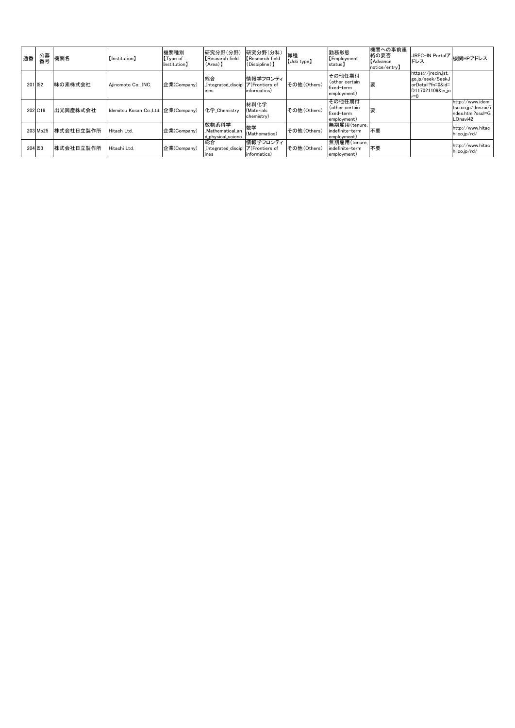| 通番 | 公募番号 | 機関名 | 【Institution】 | 機関種別【Type of Institution】 | 研究分野(分野)【Research field (Area)】 | 研究分野(分科)【Research field (Discipline)】 | 職種【Job type】 | 勤務形態【Employment status】 | 機関への事前連絡の要否【Advance notice/entry】 | JREC-IN Portalアドレス | 機関HPアドレス |
|---|---|---|---|---|---|---|---|---|---|---|---|
| 201 | I52 | 味の素株式会社 | Ajinomoto Co., INC. | 企業(Company) | 総合_Integrated_disciplines | 情報学フロンティア(Frontiers of informatics) | その他(Others) | その他任期付(other certain fixed-term employment) | 要 | https://jrecin.jst.go.jp/seek/SeekJorDetail?fn=0&id=D117021109&ln_jor=0 | |
| 202 | C19 | 出光興産株式会社 | Idemitsu Kosan Co.,Ltd. | 企業(Company) | 化学_Chemistry | 材料化学(Materials chemistry) | その他(Others) | その他任期付(other certain fixed-term employment) | 要 | | http://www.idemitsu.co.jp/denzai/index.html?sscl=GLOnavi42 |
| 203 | Mp25 | 株式会社日立製作所 | Hitach Ltd. | 企業(Company) | 数物系科学_Mathematical_and_physical_scienc | 数学(Mathematics) | その他(Others) | 無期雇用(tenure, indefinite-term employment) | 不要 | | http://www.hitachi.co.jp/rd/ |
| 204 | I53 | 株式会社日立製作所 | Hitachi Ltd. | 企業(Company) | 総合_Integrated_disciplines | 情報学フロンティア(Frontiers of informatics) | その他(Others) | 無期雇用(tenure, indefinite-term employment) | 不要 | | http://www.hitachi.co.jp/rd/ |